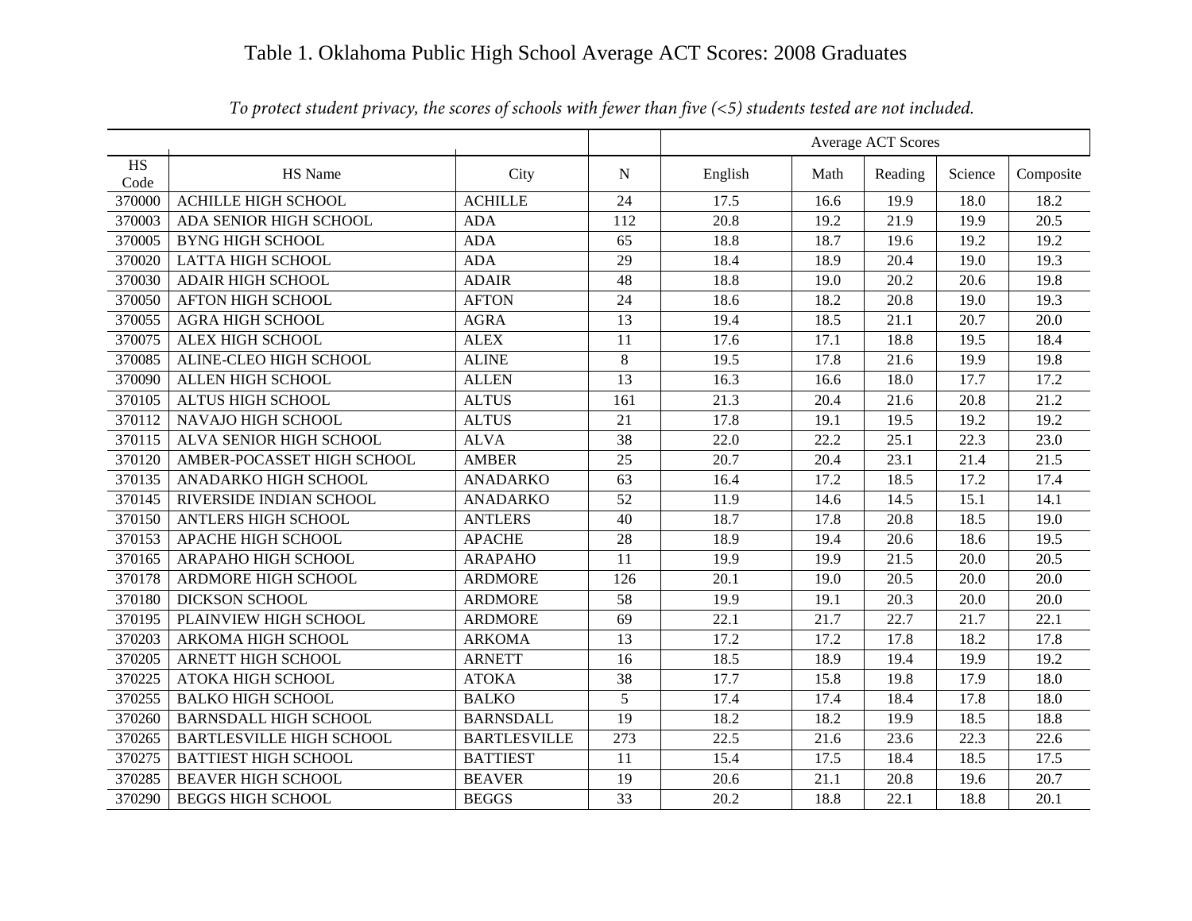# Table 1. Oklahoma Public High School Average ACT Scores: 2008 Graduates

*To protect student privacy, the scores of schools with fewer than five (<5) students tested are not included.*

| | | | | Average ACT Scores | | | | |
|---|---|---|---|---|---|---|---|---|
| HS Code | HS Name | City | N | English | Math | Reading | Science | Composite |
| 370000 | ACHILLE HIGH SCHOOL | ACHILLE | 24 | 17.5 | 16.6 | 19.9 | 18.0 | 18.2 |
| 370003 | ADA SENIOR HIGH SCHOOL | ADA | 112 | 20.8 | 19.2 | 21.9 | 19.9 | 20.5 |
| 370005 | BYNG HIGH SCHOOL | ADA | 65 | 18.8 | 18.7 | 19.6 | 19.2 | 19.2 |
| 370020 | LATTA HIGH SCHOOL | ADA | 29 | 18.4 | 18.9 | 20.4 | 19.0 | 19.3 |
| 370030 | ADAIR HIGH SCHOOL | ADAIR | 48 | 18.8 | 19.0 | 20.2 | 20.6 | 19.8 |
| 370050 | AFTON HIGH SCHOOL | AFTON | 24 | 18.6 | 18.2 | 20.8 | 19.0 | 19.3 |
| 370055 | AGRA HIGH SCHOOL | AGRA | 13 | 19.4 | 18.5 | 21.1 | 20.7 | 20.0 |
| 370075 | ALEX HIGH SCHOOL | ALEX | 11 | 17.6 | 17.1 | 18.8 | 19.5 | 18.4 |
| 370085 | ALINE-CLEO HIGH SCHOOL | ALINE | 8 | 19.5 | 17.8 | 21.6 | 19.9 | 19.8 |
| 370090 | ALLEN HIGH SCHOOL | ALLEN | 13 | 16.3 | 16.6 | 18.0 | 17.7 | 17.2 |
| 370105 | ALTUS HIGH SCHOOL | ALTUS | 161 | 21.3 | 20.4 | 21.6 | 20.8 | 21.2 |
| 370112 | NAVAJO HIGH SCHOOL | ALTUS | 21 | 17.8 | 19.1 | 19.5 | 19.2 | 19.2 |
| 370115 | ALVA SENIOR HIGH SCHOOL | ALVA | 38 | 22.0 | 22.2 | 25.1 | 22.3 | 23.0 |
| 370120 | AMBER-POCASSET HIGH SCHOOL | AMBER | 25 | 20.7 | 20.4 | 23.1 | 21.4 | 21.5 |
| 370135 | ANADARKO HIGH SCHOOL | ANADARKO | 63 | 16.4 | 17.2 | 18.5 | 17.2 | 17.4 |
| 370145 | RIVERSIDE INDIAN SCHOOL | ANADARKO | 52 | 11.9 | 14.6 | 14.5 | 15.1 | 14.1 |
| 370150 | ANTLERS HIGH SCHOOL | ANTLERS | 40 | 18.7 | 17.8 | 20.8 | 18.5 | 19.0 |
| 370153 | APACHE HIGH SCHOOL | APACHE | 28 | 18.9 | 19.4 | 20.6 | 18.6 | 19.5 |
| 370165 | ARAPAHO HIGH SCHOOL | ARAPAHO | 11 | 19.9 | 19.9 | 21.5 | 20.0 | 20.5 |
| 370178 | ARDMORE HIGH SCHOOL | ARDMORE | 126 | 20.1 | 19.0 | 20.5 | 20.0 | 20.0 |
| 370180 | DICKSON SCHOOL | ARDMORE | 58 | 19.9 | 19.1 | 20.3 | 20.0 | 20.0 |
| 370195 | PLAINVIEW HIGH SCHOOL | ARDMORE | 69 | 22.1 | 21.7 | 22.7 | 21.7 | 22.1 |
| 370203 | ARKOMA HIGH SCHOOL | ARKOMA | 13 | 17.2 | 17.2 | 17.8 | 18.2 | 17.8 |
| 370205 | ARNETT HIGH SCHOOL | ARNETT | 16 | 18.5 | 18.9 | 19.4 | 19.9 | 19.2 |
| 370225 | ATOKA HIGH SCHOOL | ATOKA | 38 | 17.7 | 15.8 | 19.8 | 17.9 | 18.0 |
| 370255 | BALKO HIGH SCHOOL | BALKO | 5 | 17.4 | 17.4 | 18.4 | 17.8 | 18.0 |
| 370260 | BARNSDALL HIGH SCHOOL | BARNSDALL | 19 | 18.2 | 18.2 | 19.9 | 18.5 | 18.8 |
| 370265 | BARTLESVILLE HIGH SCHOOL | BARTLESVILLE | 273 | 22.5 | 21.6 | 23.6 | 22.3 | 22.6 |
| 370275 | BATTIEST HIGH SCHOOL | BATTIEST | 11 | 15.4 | 17.5 | 18.4 | 18.5 | 17.5 |
| 370285 | BEAVER HIGH SCHOOL | BEAVER | 19 | 20.6 | 21.1 | 20.8 | 19.6 | 20.7 |
| 370290 | BEGGS HIGH SCHOOL | BEGGS | 33 | 20.2 | 18.8 | 22.1 | 18.8 | 20.1 |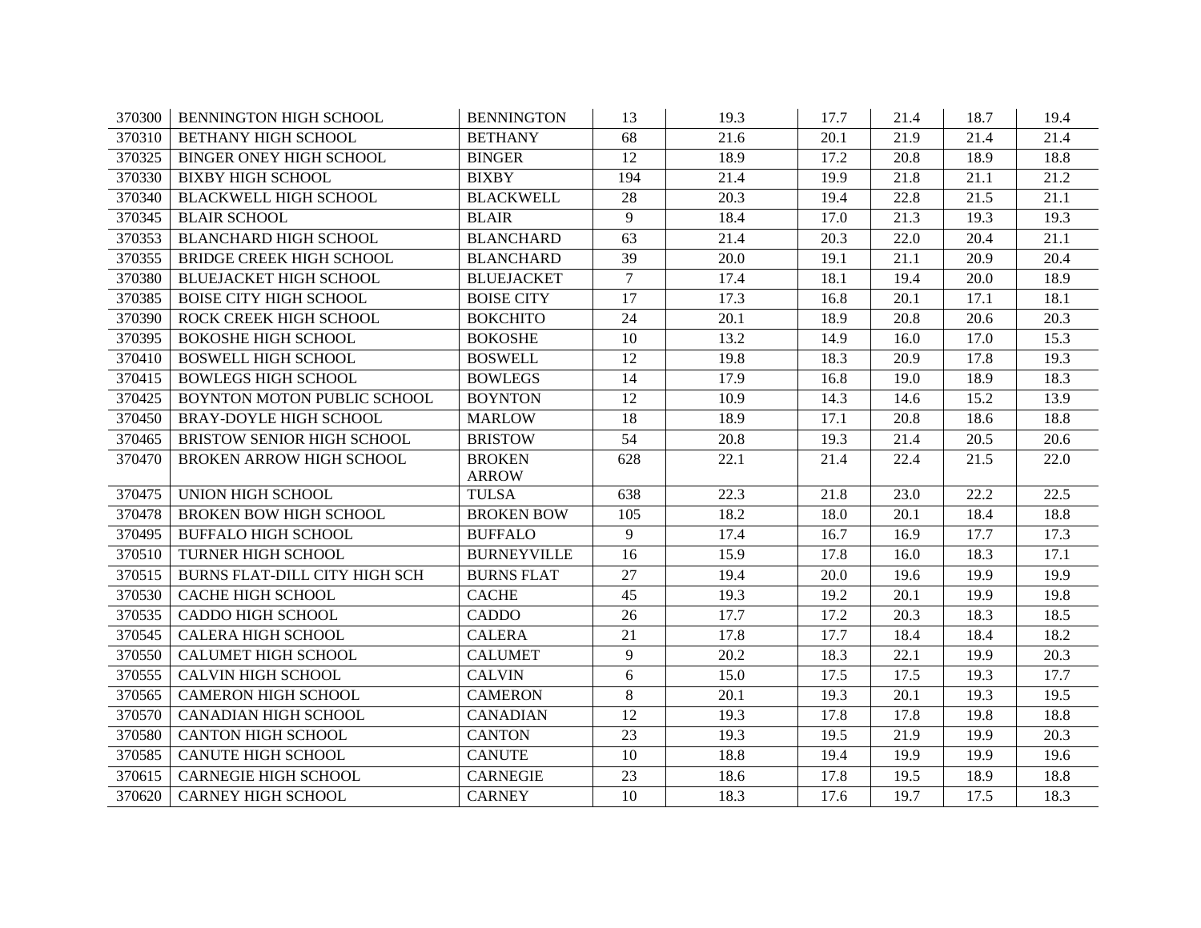| | | | | | | | | |
|---|---|---|---|---|---|---|---|---|
| 370300 | BENNINGTON HIGH SCHOOL | BENNINGTON | 13 | 19.3 | 17.7 | 21.4 | 18.7 | 19.4 |
| 370310 | BETHANY HIGH SCHOOL | BETHANY | 68 | 21.6 | 20.1 | 21.9 | 21.4 | 21.4 |
| 370325 | BINGER ONEY HIGH SCHOOL | BINGER | 12 | 18.9 | 17.2 | 20.8 | 18.9 | 18.8 |
| 370330 | BIXBY HIGH SCHOOL | BIXBY | 194 | 21.4 | 19.9 | 21.8 | 21.1 | 21.2 |
| 370340 | BLACKWELL HIGH SCHOOL | BLACKWELL | 28 | 20.3 | 19.4 | 22.8 | 21.5 | 21.1 |
| 370345 | BLAIR SCHOOL | BLAIR | 9 | 18.4 | 17.0 | 21.3 | 19.3 | 19.3 |
| 370353 | BLANCHARD HIGH SCHOOL | BLANCHARD | 63 | 21.4 | 20.3 | 22.0 | 20.4 | 21.1 |
| 370355 | BRIDGE CREEK HIGH SCHOOL | BLANCHARD | 39 | 20.0 | 19.1 | 21.1 | 20.9 | 20.4 |
| 370380 | BLUEJACKET HIGH SCHOOL | BLUEJACKET | 7 | 17.4 | 18.1 | 19.4 | 20.0 | 18.9 |
| 370385 | BOISE CITY HIGH SCHOOL | BOISE CITY | 17 | 17.3 | 16.8 | 20.1 | 17.1 | 18.1 |
| 370390 | ROCK CREEK HIGH SCHOOL | BOKCHITO | 24 | 20.1 | 18.9 | 20.8 | 20.6 | 20.3 |
| 370395 | BOKOSHE HIGH SCHOOL | BOKOSHE | 10 | 13.2 | 14.9 | 16.0 | 17.0 | 15.3 |
| 370410 | BOSWELL HIGH SCHOOL | BOSWELL | 12 | 19.8 | 18.3 | 20.9 | 17.8 | 19.3 |
| 370415 | BOWLEGS HIGH SCHOOL | BOWLEGS | 14 | 17.9 | 16.8 | 19.0 | 18.9 | 18.3 |
| 370425 | BOYNTON MOTON PUBLIC SCHOOL | BOYNTON | 12 | 10.9 | 14.3 | 14.6 | 15.2 | 13.9 |
| 370450 | BRAY-DOYLE HIGH SCHOOL | MARLOW | 18 | 18.9 | 17.1 | 20.8 | 18.6 | 18.8 |
| 370465 | BRISTOW SENIOR HIGH SCHOOL | BRISTOW | 54 | 20.8 | 19.3 | 21.4 | 20.5 | 20.6 |
| 370470 | BROKEN ARROW HIGH SCHOOL | BROKEN ARROW | 628 | 22.1 | 21.4 | 22.4 | 21.5 | 22.0 |
| 370475 | UNION HIGH SCHOOL | TULSA | 638 | 22.3 | 21.8 | 23.0 | 22.2 | 22.5 |
| 370478 | BROKEN BOW HIGH SCHOOL | BROKEN BOW | 105 | 18.2 | 18.0 | 20.1 | 18.4 | 18.8 |
| 370495 | BUFFALO HIGH SCHOOL | BUFFALO | 9 | 17.4 | 16.7 | 16.9 | 17.7 | 17.3 |
| 370510 | TURNER HIGH SCHOOL | BURNEYVILLE | 16 | 15.9 | 17.8 | 16.0 | 18.3 | 17.1 |
| 370515 | BURNS FLAT-DILL CITY HIGH SCH | BURNS FLAT | 27 | 19.4 | 20.0 | 19.6 | 19.9 | 19.9 |
| 370530 | CACHE HIGH SCHOOL | CACHE | 45 | 19.3 | 19.2 | 20.1 | 19.9 | 19.8 |
| 370535 | CADDO HIGH SCHOOL | CADDO | 26 | 17.7 | 17.2 | 20.3 | 18.3 | 18.5 |
| 370545 | CALERA HIGH SCHOOL | CALERA | 21 | 17.8 | 17.7 | 18.4 | 18.4 | 18.2 |
| 370550 | CALUMET HIGH SCHOOL | CALUMET | 9 | 20.2 | 18.3 | 22.1 | 19.9 | 20.3 |
| 370555 | CALVIN HIGH SCHOOL | CALVIN | 6 | 15.0 | 17.5 | 17.5 | 19.3 | 17.7 |
| 370565 | CAMERON HIGH SCHOOL | CAMERON | 8 | 20.1 | 19.3 | 20.1 | 19.3 | 19.5 |
| 370570 | CANADIAN HIGH SCHOOL | CANADIAN | 12 | 19.3 | 17.8 | 17.8 | 19.8 | 18.8 |
| 370580 | CANTON HIGH SCHOOL | CANTON | 23 | 19.3 | 19.5 | 21.9 | 19.9 | 20.3 |
| 370585 | CANUTE HIGH SCHOOL | CANUTE | 10 | 18.8 | 19.4 | 19.9 | 19.9 | 19.6 |
| 370615 | CARNEGIE HIGH SCHOOL | CARNEGIE | 23 | 18.6 | 17.8 | 19.5 | 18.9 | 18.8 |
| 370620 | CARNEY HIGH SCHOOL | CARNEY | 10 | 18.3 | 17.6 | 19.7 | 17.5 | 18.3 |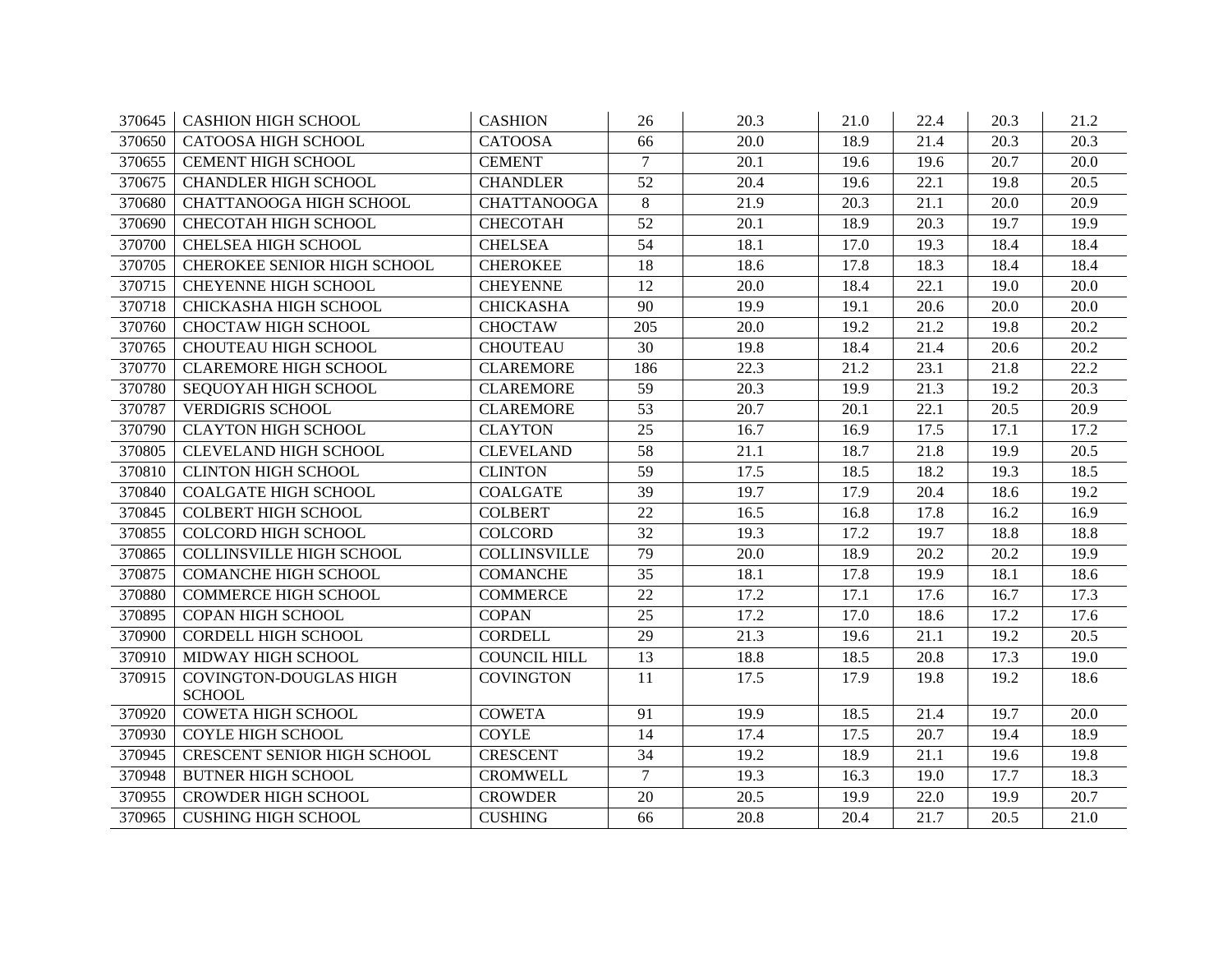| | | | | | | | | |
|---|---|---|---|---|---|---|---|---|
| 370645 | CASHION HIGH SCHOOL | CASHION | 26 | 20.3 | 21.0 | 22.4 | 20.3 | 21.2 |
| 370650 | CATOOSA HIGH SCHOOL | CATOOSA | 66 | 20.0 | 18.9 | 21.4 | 20.3 | 20.3 |
| 370655 | CEMENT HIGH SCHOOL | CEMENT | 7 | 20.1 | 19.6 | 19.6 | 20.7 | 20.0 |
| 370675 | CHANDLER HIGH SCHOOL | CHANDLER | 52 | 20.4 | 19.6 | 22.1 | 19.8 | 20.5 |
| 370680 | CHATTANOOGA HIGH SCHOOL | CHATTANOOGA | 8 | 21.9 | 20.3 | 21.1 | 20.0 | 20.9 |
| 370690 | CHECOTAH HIGH SCHOOL | CHECOTAH | 52 | 20.1 | 18.9 | 20.3 | 19.7 | 19.9 |
| 370700 | CHELSEA HIGH SCHOOL | CHELSEA | 54 | 18.1 | 17.0 | 19.3 | 18.4 | 18.4 |
| 370705 | CHEROKEE SENIOR HIGH SCHOOL | CHEROKEE | 18 | 18.6 | 17.8 | 18.3 | 18.4 | 18.4 |
| 370715 | CHEYENNE HIGH SCHOOL | CHEYENNE | 12 | 20.0 | 18.4 | 22.1 | 19.0 | 20.0 |
| 370718 | CHICKASHA HIGH SCHOOL | CHICKASHA | 90 | 19.9 | 19.1 | 20.6 | 20.0 | 20.0 |
| 370760 | CHOCTAW HIGH SCHOOL | CHOCTAW | 205 | 20.0 | 19.2 | 21.2 | 19.8 | 20.2 |
| 370765 | CHOUTEAU HIGH SCHOOL | CHOUTEAU | 30 | 19.8 | 18.4 | 21.4 | 20.6 | 20.2 |
| 370770 | CLAREMORE HIGH SCHOOL | CLAREMORE | 186 | 22.3 | 21.2 | 23.1 | 21.8 | 22.2 |
| 370780 | SEQUOYAH HIGH SCHOOL | CLAREMORE | 59 | 20.3 | 19.9 | 21.3 | 19.2 | 20.3 |
| 370787 | VERDIGRIS SCHOOL | CLAREMORE | 53 | 20.7 | 20.1 | 22.1 | 20.5 | 20.9 |
| 370790 | CLAYTON HIGH SCHOOL | CLAYTON | 25 | 16.7 | 16.9 | 17.5 | 17.1 | 17.2 |
| 370805 | CLEVELAND HIGH SCHOOL | CLEVELAND | 58 | 21.1 | 18.7 | 21.8 | 19.9 | 20.5 |
| 370810 | CLINTON HIGH SCHOOL | CLINTON | 59 | 17.5 | 18.5 | 18.2 | 19.3 | 18.5 |
| 370840 | COALGATE HIGH SCHOOL | COALGATE | 39 | 19.7 | 17.9 | 20.4 | 18.6 | 19.2 |
| 370845 | COLBERT HIGH SCHOOL | COLBERT | 22 | 16.5 | 16.8 | 17.8 | 16.2 | 16.9 |
| 370855 | COLCORD HIGH SCHOOL | COLCORD | 32 | 19.3 | 17.2 | 19.7 | 18.8 | 18.8 |
| 370865 | COLLINSVILLE HIGH SCHOOL | COLLINSVILLE | 79 | 20.0 | 18.9 | 20.2 | 20.2 | 19.9 |
| 370875 | COMANCHE HIGH SCHOOL | COMANCHE | 35 | 18.1 | 17.8 | 19.9 | 18.1 | 18.6 |
| 370880 | COMMERCE HIGH SCHOOL | COMMERCE | 22 | 17.2 | 17.1 | 17.6 | 16.7 | 17.3 |
| 370895 | COPAN HIGH SCHOOL | COPAN | 25 | 17.2 | 17.0 | 18.6 | 17.2 | 17.6 |
| 370900 | CORDELL HIGH SCHOOL | CORDELL | 29 | 21.3 | 19.6 | 21.1 | 19.2 | 20.5 |
| 370910 | MIDWAY HIGH SCHOOL | COUNCIL HILL | 13 | 18.8 | 18.5 | 20.8 | 17.3 | 19.0 |
| 370915 | COVINGTON-DOUGLAS HIGH SCHOOL | COVINGTON | 11 | 17.5 | 17.9 | 19.8 | 19.2 | 18.6 |
| 370920 | COWETA HIGH SCHOOL | COWETA | 91 | 19.9 | 18.5 | 21.4 | 19.7 | 20.0 |
| 370930 | COYLE HIGH SCHOOL | COYLE | 14 | 17.4 | 17.5 | 20.7 | 19.4 | 18.9 |
| 370945 | CRESCENT SENIOR HIGH SCHOOL | CRESCENT | 34 | 19.2 | 18.9 | 21.1 | 19.6 | 19.8 |
| 370948 | BUTNER HIGH SCHOOL | CROMWELL | 7 | 19.3 | 16.3 | 19.0 | 17.7 | 18.3 |
| 370955 | CROWDER HIGH SCHOOL | CROWDER | 20 | 20.5 | 19.9 | 22.0 | 19.9 | 20.7 |
| 370965 | CUSHING HIGH SCHOOL | CUSHING | 66 | 20.8 | 20.4 | 21.7 | 20.5 | 21.0 |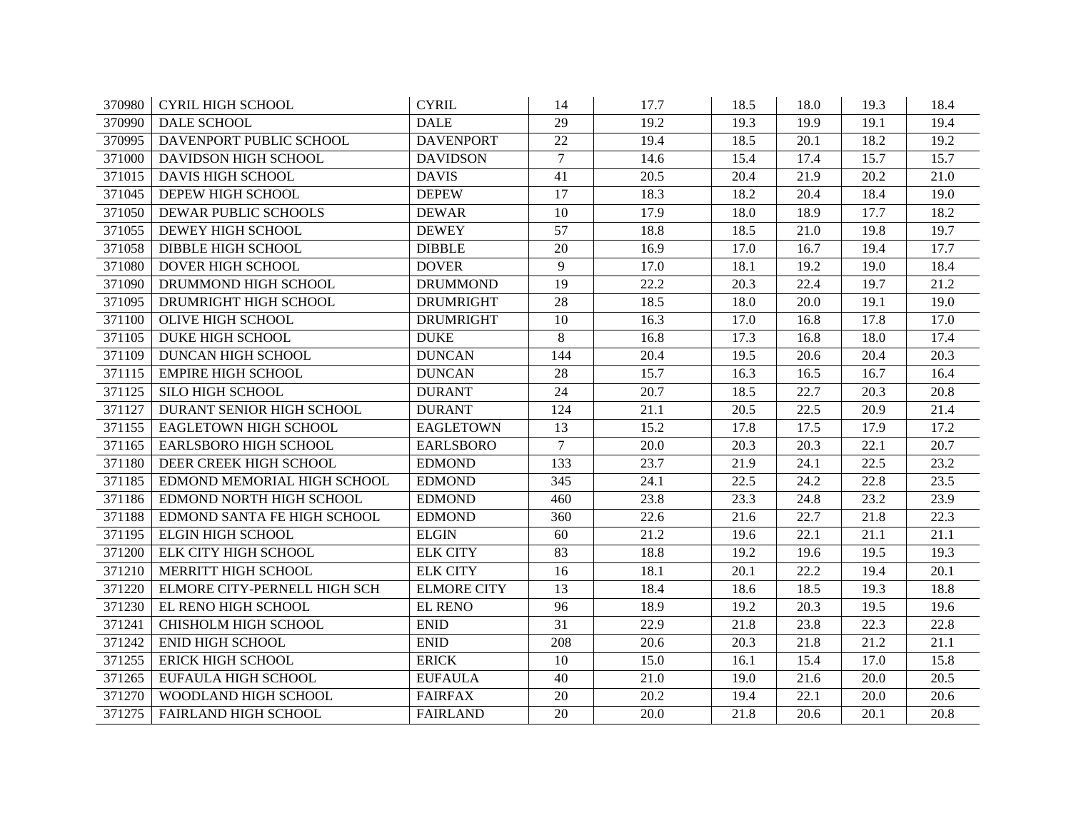| | | | | | | | | |
|---|---|---|---|---|---|---|---|---|
| 370980 | CYRIL HIGH SCHOOL | CYRIL | 14 | 17.7 | 18.5 | 18.0 | 19.3 | 18.4 |
| 370990 | DALE SCHOOL | DALE | 29 | 19.2 | 19.3 | 19.9 | 19.1 | 19.4 |
| 370995 | DAVENPORT PUBLIC SCHOOL | DAVENPORT | 22 | 19.4 | 18.5 | 20.1 | 18.2 | 19.2 |
| 371000 | DAVIDSON HIGH SCHOOL | DAVIDSON | 7 | 14.6 | 15.4 | 17.4 | 15.7 | 15.7 |
| 371015 | DAVIS HIGH SCHOOL | DAVIS | 41 | 20.5 | 20.4 | 21.9 | 20.2 | 21.0 |
| 371045 | DEPEW HIGH SCHOOL | DEPEW | 17 | 18.3 | 18.2 | 20.4 | 18.4 | 19.0 |
| 371050 | DEWAR PUBLIC SCHOOLS | DEWAR | 10 | 17.9 | 18.0 | 18.9 | 17.7 | 18.2 |
| 371055 | DEWEY HIGH SCHOOL | DEWEY | 57 | 18.8 | 18.5 | 21.0 | 19.8 | 19.7 |
| 371058 | DIBBLE HIGH SCHOOL | DIBBLE | 20 | 16.9 | 17.0 | 16.7 | 19.4 | 17.7 |
| 371080 | DOVER HIGH SCHOOL | DOVER | 9 | 17.0 | 18.1 | 19.2 | 19.0 | 18.4 |
| 371090 | DRUMMOND HIGH SCHOOL | DRUMMOND | 19 | 22.2 | 20.3 | 22.4 | 19.7 | 21.2 |
| 371095 | DRUMRIGHT HIGH SCHOOL | DRUMRIGHT | 28 | 18.5 | 18.0 | 20.0 | 19.1 | 19.0 |
| 371100 | OLIVE HIGH SCHOOL | DRUMRIGHT | 10 | 16.3 | 17.0 | 16.8 | 17.8 | 17.0 |
| 371105 | DUKE HIGH SCHOOL | DUKE | 8 | 16.8 | 17.3 | 16.8 | 18.0 | 17.4 |
| 371109 | DUNCAN HIGH SCHOOL | DUNCAN | 144 | 20.4 | 19.5 | 20.6 | 20.4 | 20.3 |
| 371115 | EMPIRE HIGH SCHOOL | DUNCAN | 28 | 15.7 | 16.3 | 16.5 | 16.7 | 16.4 |
| 371125 | SILO HIGH SCHOOL | DURANT | 24 | 20.7 | 18.5 | 22.7 | 20.3 | 20.8 |
| 371127 | DURANT SENIOR HIGH SCHOOL | DURANT | 124 | 21.1 | 20.5 | 22.5 | 20.9 | 21.4 |
| 371155 | EAGLETOWN HIGH SCHOOL | EAGLETOWN | 13 | 15.2 | 17.8 | 17.5 | 17.9 | 17.2 |
| 371165 | EARLSBORO HIGH SCHOOL | EARLSBORO | 7 | 20.0 | 20.3 | 20.3 | 22.1 | 20.7 |
| 371180 | DEER CREEK HIGH SCHOOL | EDMOND | 133 | 23.7 | 21.9 | 24.1 | 22.5 | 23.2 |
| 371185 | EDMOND MEMORIAL HIGH SCHOOL | EDMOND | 345 | 24.1 | 22.5 | 24.2 | 22.8 | 23.5 |
| 371186 | EDMOND NORTH HIGH SCHOOL | EDMOND | 460 | 23.8 | 23.3 | 24.8 | 23.2 | 23.9 |
| 371188 | EDMOND SANTA FE HIGH SCHOOL | EDMOND | 360 | 22.6 | 21.6 | 22.7 | 21.8 | 22.3 |
| 371195 | ELGIN HIGH SCHOOL | ELGIN | 60 | 21.2 | 19.6 | 22.1 | 21.1 | 21.1 |
| 371200 | ELK CITY HIGH SCHOOL | ELK CITY | 83 | 18.8 | 19.2 | 19.6 | 19.5 | 19.3 |
| 371210 | MERRITT HIGH SCHOOL | ELK CITY | 16 | 18.1 | 20.1 | 22.2 | 19.4 | 20.1 |
| 371220 | ELMORE CITY-PERNELL HIGH SCH | ELMORE CITY | 13 | 18.4 | 18.6 | 18.5 | 19.3 | 18.8 |
| 371230 | EL RENO HIGH SCHOOL | EL RENO | 96 | 18.9 | 19.2 | 20.3 | 19.5 | 19.6 |
| 371241 | CHISHOLM HIGH SCHOOL | ENID | 31 | 22.9 | 21.8 | 23.8 | 22.3 | 22.8 |
| 371242 | ENID HIGH SCHOOL | ENID | 208 | 20.6 | 20.3 | 21.8 | 21.2 | 21.1 |
| 371255 | ERICK HIGH SCHOOL | ERICK | 10 | 15.0 | 16.1 | 15.4 | 17.0 | 15.8 |
| 371265 | EUFAULA HIGH SCHOOL | EUFAULA | 40 | 21.0 | 19.0 | 21.6 | 20.0 | 20.5 |
| 371270 | WOODLAND HIGH SCHOOL | FAIRFAX | 20 | 20.2 | 19.4 | 22.1 | 20.0 | 20.6 |
| 371275 | FAIRLAND HIGH SCHOOL | FAIRLAND | 20 | 20.0 | 21.8 | 20.6 | 20.1 | 20.8 |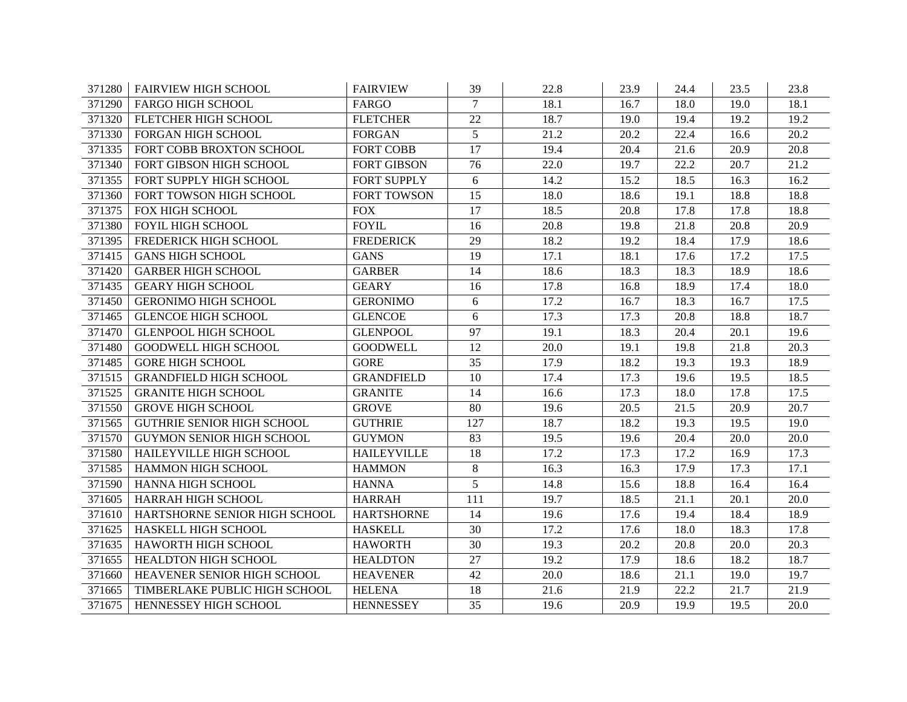| | | | | | | | | |
|---|---|---|---|---|---|---|---|---|
| 371280 | FAIRVIEW HIGH SCHOOL | FAIRVIEW | 39 | 22.8 | 23.9 | 24.4 | 23.5 | 23.8 |
| 371290 | FARGO HIGH SCHOOL | FARGO | 7 | 18.1 | 16.7 | 18.0 | 19.0 | 18.1 |
| 371320 | FLETCHER HIGH SCHOOL | FLETCHER | 22 | 18.7 | 19.0 | 19.4 | 19.2 | 19.2 |
| 371330 | FORGAN HIGH SCHOOL | FORGAN | 5 | 21.2 | 20.2 | 22.4 | 16.6 | 20.2 |
| 371335 | FORT COBB BROXTON SCHOOL | FORT COBB | 17 | 19.4 | 20.4 | 21.6 | 20.9 | 20.8 |
| 371340 | FORT GIBSON HIGH SCHOOL | FORT GIBSON | 76 | 22.0 | 19.7 | 22.2 | 20.7 | 21.2 |
| 371355 | FORT SUPPLY HIGH SCHOOL | FORT SUPPLY | 6 | 14.2 | 15.2 | 18.5 | 16.3 | 16.2 |
| 371360 | FORT TOWSON HIGH SCHOOL | FORT TOWSON | 15 | 18.0 | 18.6 | 19.1 | 18.8 | 18.8 |
| 371375 | FOX HIGH SCHOOL | FOX | 17 | 18.5 | 20.8 | 17.8 | 17.8 | 18.8 |
| 371380 | FOYIL HIGH SCHOOL | FOYIL | 16 | 20.8 | 19.8 | 21.8 | 20.8 | 20.9 |
| 371395 | FREDERICK HIGH SCHOOL | FREDERICK | 29 | 18.2 | 19.2 | 18.4 | 17.9 | 18.6 |
| 371415 | GANS HIGH SCHOOL | GANS | 19 | 17.1 | 18.1 | 17.6 | 17.2 | 17.5 |
| 371420 | GARBER HIGH SCHOOL | GARBER | 14 | 18.6 | 18.3 | 18.3 | 18.9 | 18.6 |
| 371435 | GEARY HIGH SCHOOL | GEARY | 16 | 17.8 | 16.8 | 18.9 | 17.4 | 18.0 |
| 371450 | GERONIMO HIGH SCHOOL | GERONIMO | 6 | 17.2 | 16.7 | 18.3 | 16.7 | 17.5 |
| 371465 | GLENCOE HIGH SCHOOL | GLENCOE | 6 | 17.3 | 17.3 | 20.8 | 18.8 | 18.7 |
| 371470 | GLENPOOL HIGH SCHOOL | GLENPOOL | 97 | 19.1 | 18.3 | 20.4 | 20.1 | 19.6 |
| 371480 | GOODWELL HIGH SCHOOL | GOODWELL | 12 | 20.0 | 19.1 | 19.8 | 21.8 | 20.3 |
| 371485 | GORE HIGH SCHOOL | GORE | 35 | 17.9 | 18.2 | 19.3 | 19.3 | 18.9 |
| 371515 | GRANDFIELD HIGH SCHOOL | GRANDFIELD | 10 | 17.4 | 17.3 | 19.6 | 19.5 | 18.5 |
| 371525 | GRANITE HIGH SCHOOL | GRANITE | 14 | 16.6 | 17.3 | 18.0 | 17.8 | 17.5 |
| 371550 | GROVE HIGH SCHOOL | GROVE | 80 | 19.6 | 20.5 | 21.5 | 20.9 | 20.7 |
| 371565 | GUTHRIE SENIOR HIGH SCHOOL | GUTHRIE | 127 | 18.7 | 18.2 | 19.3 | 19.5 | 19.0 |
| 371570 | GUYMON SENIOR HIGH SCHOOL | GUYMON | 83 | 19.5 | 19.6 | 20.4 | 20.0 | 20.0 |
| 371580 | HAILEYVILLE HIGH SCHOOL | HAILEYVILLE | 18 | 17.2 | 17.3 | 17.2 | 16.9 | 17.3 |
| 371585 | HAMMON HIGH SCHOOL | HAMMON | 8 | 16.3 | 16.3 | 17.9 | 17.3 | 17.1 |
| 371590 | HANNA HIGH SCHOOL | HANNA | 5 | 14.8 | 15.6 | 18.8 | 16.4 | 16.4 |
| 371605 | HARRAH HIGH SCHOOL | HARRAH | 111 | 19.7 | 18.5 | 21.1 | 20.1 | 20.0 |
| 371610 | HARTSHORNE SENIOR HIGH SCHOOL | HARTSHORNE | 14 | 19.6 | 17.6 | 19.4 | 18.4 | 18.9 |
| 371625 | HASKELL HIGH SCHOOL | HASKELL | 30 | 17.2 | 17.6 | 18.0 | 18.3 | 17.8 |
| 371635 | HAWORTH HIGH SCHOOL | HAWORTH | 30 | 19.3 | 20.2 | 20.8 | 20.0 | 20.3 |
| 371655 | HEALDTON HIGH SCHOOL | HEALDTON | 27 | 19.2 | 17.9 | 18.6 | 18.2 | 18.7 |
| 371660 | HEAVENER SENIOR HIGH SCHOOL | HEAVENER | 42 | 20.0 | 18.6 | 21.1 | 19.0 | 19.7 |
| 371665 | TIMBERLAKE PUBLIC HIGH SCHOOL | HELENA | 18 | 21.6 | 21.9 | 22.2 | 21.7 | 21.9 |
| 371675 | HENNESSEY HIGH SCHOOL | HENNESSEY | 35 | 19.6 | 20.9 | 19.9 | 19.5 | 20.0 |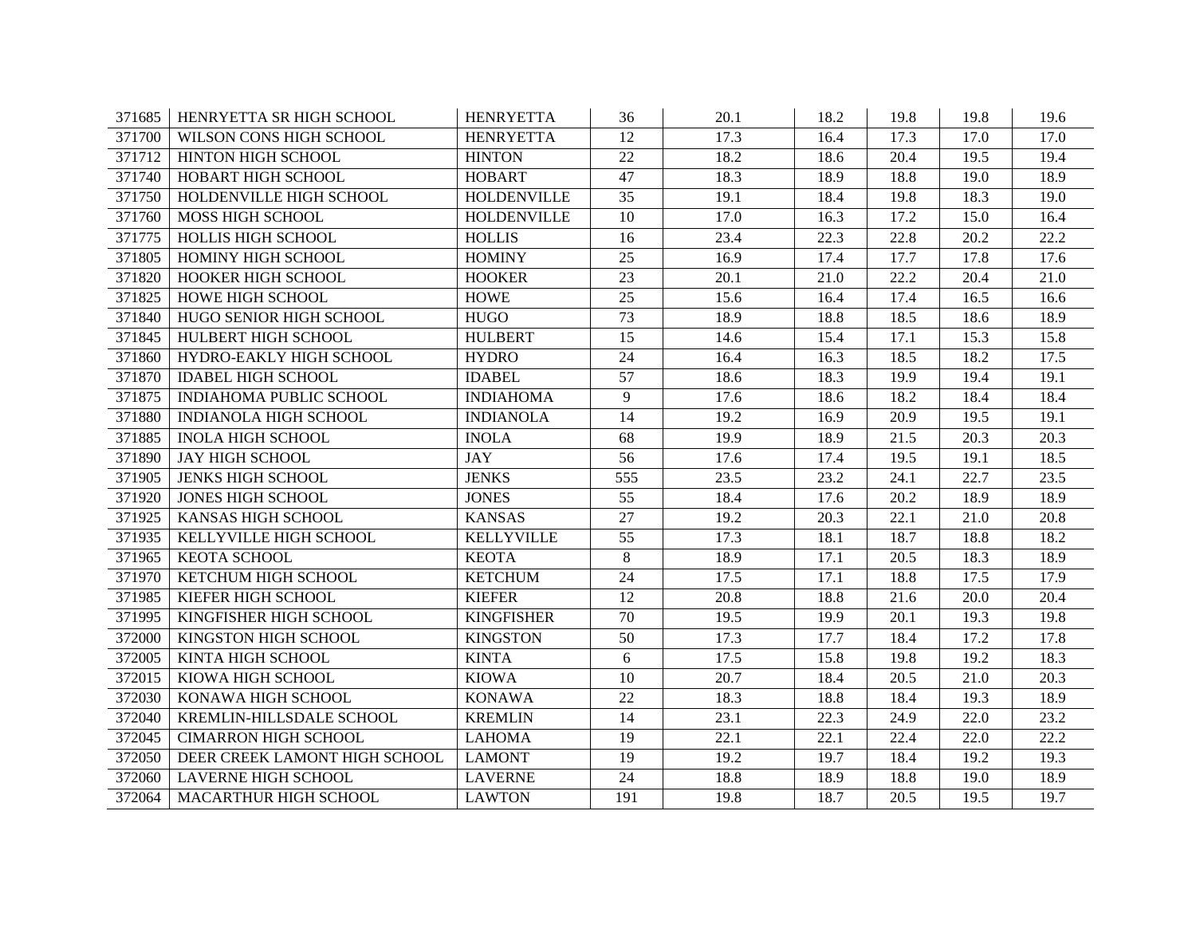| | | | | | | | | |
|---|---|---|---|---|---|---|---|---|
| 371685 | HENRYETTA SR HIGH SCHOOL | HENRYETTA | 36 | 20.1 | 18.2 | 19.8 | 19.8 | 19.6 |
| 371700 | WILSON CONS HIGH SCHOOL | HENRYETTA | 12 | 17.3 | 16.4 | 17.3 | 17.0 | 17.0 |
| 371712 | HINTON HIGH SCHOOL | HINTON | 22 | 18.2 | 18.6 | 20.4 | 19.5 | 19.4 |
| 371740 | HOBART HIGH SCHOOL | HOBART | 47 | 18.3 | 18.9 | 18.8 | 19.0 | 18.9 |
| 371750 | HOLDENVILLE HIGH SCHOOL | HOLDENVILLE | 35 | 19.1 | 18.4 | 19.8 | 18.3 | 19.0 |
| 371760 | MOSS HIGH SCHOOL | HOLDENVILLE | 10 | 17.0 | 16.3 | 17.2 | 15.0 | 16.4 |
| 371775 | HOLLIS HIGH SCHOOL | HOLLIS | 16 | 23.4 | 22.3 | 22.8 | 20.2 | 22.2 |
| 371805 | HOMINY HIGH SCHOOL | HOMINY | 25 | 16.9 | 17.4 | 17.7 | 17.8 | 17.6 |
| 371820 | HOOKER HIGH SCHOOL | HOOKER | 23 | 20.1 | 21.0 | 22.2 | 20.4 | 21.0 |
| 371825 | HOWE HIGH SCHOOL | HOWE | 25 | 15.6 | 16.4 | 17.4 | 16.5 | 16.6 |
| 371840 | HUGO SENIOR HIGH SCHOOL | HUGO | 73 | 18.9 | 18.8 | 18.5 | 18.6 | 18.9 |
| 371845 | HULBERT HIGH SCHOOL | HULBERT | 15 | 14.6 | 15.4 | 17.1 | 15.3 | 15.8 |
| 371860 | HYDRO-EAKLY HIGH SCHOOL | HYDRO | 24 | 16.4 | 16.3 | 18.5 | 18.2 | 17.5 |
| 371870 | IDABEL HIGH SCHOOL | IDABEL | 57 | 18.6 | 18.3 | 19.9 | 19.4 | 19.1 |
| 371875 | INDIAHOMA PUBLIC SCHOOL | INDIAHOMA | 9 | 17.6 | 18.6 | 18.2 | 18.4 | 18.4 |
| 371880 | INDIANOLA HIGH SCHOOL | INDIANOLA | 14 | 19.2 | 16.9 | 20.9 | 19.5 | 19.1 |
| 371885 | INOLA HIGH SCHOOL | INOLA | 68 | 19.9 | 18.9 | 21.5 | 20.3 | 20.3 |
| 371890 | JAY HIGH SCHOOL | JAY | 56 | 17.6 | 17.4 | 19.5 | 19.1 | 18.5 |
| 371905 | JENKS HIGH SCHOOL | JENKS | 555 | 23.5 | 23.2 | 24.1 | 22.7 | 23.5 |
| 371920 | JONES HIGH SCHOOL | JONES | 55 | 18.4 | 17.6 | 20.2 | 18.9 | 18.9 |
| 371925 | KANSAS HIGH SCHOOL | KANSAS | 27 | 19.2 | 20.3 | 22.1 | 21.0 | 20.8 |
| 371935 | KELLYVILLE HIGH SCHOOL | KELLYVILLE | 55 | 17.3 | 18.1 | 18.7 | 18.8 | 18.2 |
| 371965 | KEOTA SCHOOL | KEOTA | 8 | 18.9 | 17.1 | 20.5 | 18.3 | 18.9 |
| 371970 | KETCHUM HIGH SCHOOL | KETCHUM | 24 | 17.5 | 17.1 | 18.8 | 17.5 | 17.9 |
| 371985 | KIEFER HIGH SCHOOL | KIEFER | 12 | 20.8 | 18.8 | 21.6 | 20.0 | 20.4 |
| 371995 | KINGFISHER HIGH SCHOOL | KINGFISHER | 70 | 19.5 | 19.9 | 20.1 | 19.3 | 19.8 |
| 372000 | KINGSTON HIGH SCHOOL | KINGSTON | 50 | 17.3 | 17.7 | 18.4 | 17.2 | 17.8 |
| 372005 | KINTA HIGH SCHOOL | KINTA | 6 | 17.5 | 15.8 | 19.8 | 19.2 | 18.3 |
| 372015 | KIOWA HIGH SCHOOL | KIOWA | 10 | 20.7 | 18.4 | 20.5 | 21.0 | 20.3 |
| 372030 | KONAWA HIGH SCHOOL | KONAWA | 22 | 18.3 | 18.8 | 18.4 | 19.3 | 18.9 |
| 372040 | KREMLIN-HILLSDALE SCHOOL | KREMLIN | 14 | 23.1 | 22.3 | 24.9 | 22.0 | 23.2 |
| 372045 | CIMARRON HIGH SCHOOL | LAHOMA | 19 | 22.1 | 22.1 | 22.4 | 22.0 | 22.2 |
| 372050 | DEER CREEK LAMONT HIGH SCHOOL | LAMONT | 19 | 19.2 | 19.7 | 18.4 | 19.2 | 19.3 |
| 372060 | LAVERNE HIGH SCHOOL | LAVERNE | 24 | 18.8 | 18.9 | 18.8 | 19.0 | 18.9 |
| 372064 | MACARTHUR HIGH SCHOOL | LAWTON | 191 | 19.8 | 18.7 | 20.5 | 19.5 | 19.7 |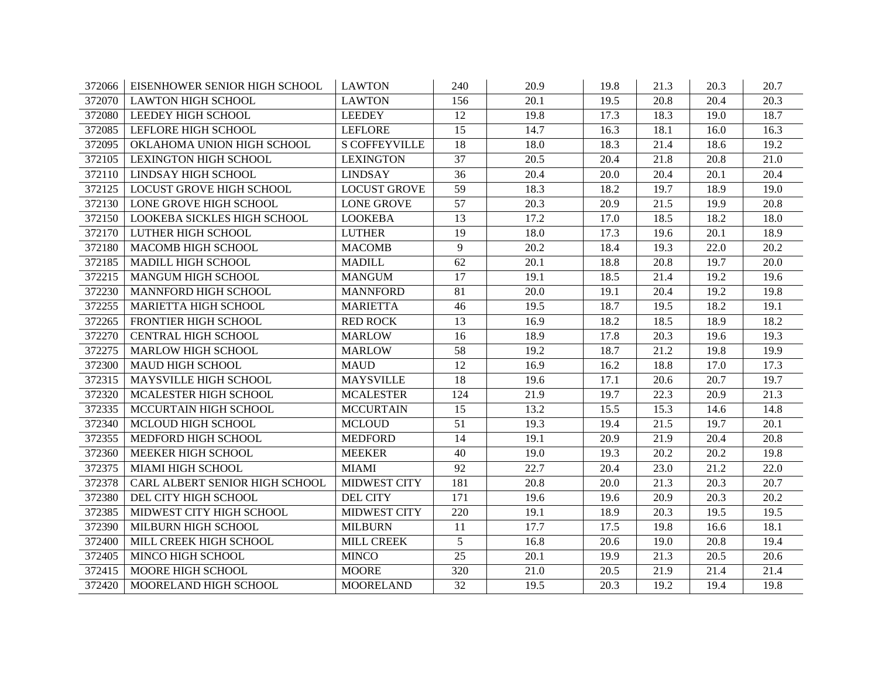| | | | | | | | | |
|---|---|---|---|---|---|---|---|---|
| 372066 | EISENHOWER SENIOR HIGH SCHOOL | LAWTON | 240 | 20.9 | 19.8 | 21.3 | 20.3 | 20.7 |
| 372070 | LAWTON HIGH SCHOOL | LAWTON | 156 | 20.1 | 19.5 | 20.8 | 20.4 | 20.3 |
| 372080 | LEEDEY HIGH SCHOOL | LEEDEY | 12 | 19.8 | 17.3 | 18.3 | 19.0 | 18.7 |
| 372085 | LEFLORE HIGH SCHOOL | LEFLORE | 15 | 14.7 | 16.3 | 18.1 | 16.0 | 16.3 |
| 372095 | OKLAHOMA UNION HIGH SCHOOL | S COFFEYVILLE | 18 | 18.0 | 18.3 | 21.4 | 18.6 | 19.2 |
| 372105 | LEXINGTON HIGH SCHOOL | LEXINGTON | 37 | 20.5 | 20.4 | 21.8 | 20.8 | 21.0 |
| 372110 | LINDSAY HIGH SCHOOL | LINDSAY | 36 | 20.4 | 20.0 | 20.4 | 20.1 | 20.4 |
| 372125 | LOCUST GROVE HIGH SCHOOL | LOCUST GROVE | 59 | 18.3 | 18.2 | 19.7 | 18.9 | 19.0 |
| 372130 | LONE GROVE HIGH SCHOOL | LONE GROVE | 57 | 20.3 | 20.9 | 21.5 | 19.9 | 20.8 |
| 372150 | LOOKEBA SICKLES HIGH SCHOOL | LOOKEBA | 13 | 17.2 | 17.0 | 18.5 | 18.2 | 18.0 |
| 372170 | LUTHER HIGH SCHOOL | LUTHER | 19 | 18.0 | 17.3 | 19.6 | 20.1 | 18.9 |
| 372180 | MACOMB HIGH SCHOOL | MACOMB | 9 | 20.2 | 18.4 | 19.3 | 22.0 | 20.2 |
| 372185 | MADILL HIGH SCHOOL | MADILL | 62 | 20.1 | 18.8 | 20.8 | 19.7 | 20.0 |
| 372215 | MANGUM HIGH SCHOOL | MANGUM | 17 | 19.1 | 18.5 | 21.4 | 19.2 | 19.6 |
| 372230 | MANNFORD HIGH SCHOOL | MANNFORD | 81 | 20.0 | 19.1 | 20.4 | 19.2 | 19.8 |
| 372255 | MARIETTA HIGH SCHOOL | MARIETTA | 46 | 19.5 | 18.7 | 19.5 | 18.2 | 19.1 |
| 372265 | FRONTIER HIGH SCHOOL | RED ROCK | 13 | 16.9 | 18.2 | 18.5 | 18.9 | 18.2 |
| 372270 | CENTRAL HIGH SCHOOL | MARLOW | 16 | 18.9 | 17.8 | 20.3 | 19.6 | 19.3 |
| 372275 | MARLOW HIGH SCHOOL | MARLOW | 58 | 19.2 | 18.7 | 21.2 | 19.8 | 19.9 |
| 372300 | MAUD HIGH SCHOOL | MAUD | 12 | 16.9 | 16.2 | 18.8 | 17.0 | 17.3 |
| 372315 | MAYSVILLE HIGH SCHOOL | MAYSVILLE | 18 | 19.6 | 17.1 | 20.6 | 20.7 | 19.7 |
| 372320 | MCALESTER HIGH SCHOOL | MCALESTER | 124 | 21.9 | 19.7 | 22.3 | 20.9 | 21.3 |
| 372335 | MCCURTAIN HIGH SCHOOL | MCCURTAIN | 15 | 13.2 | 15.5 | 15.3 | 14.6 | 14.8 |
| 372340 | MCLOUD HIGH SCHOOL | MCLOUD | 51 | 19.3 | 19.4 | 21.5 | 19.7 | 20.1 |
| 372355 | MEDFORD HIGH SCHOOL | MEDFORD | 14 | 19.1 | 20.9 | 21.9 | 20.4 | 20.8 |
| 372360 | MEEKER HIGH SCHOOL | MEEKER | 40 | 19.0 | 19.3 | 20.2 | 20.2 | 19.8 |
| 372375 | MIAMI HIGH SCHOOL | MIAMI | 92 | 22.7 | 20.4 | 23.0 | 21.2 | 22.0 |
| 372378 | CARL ALBERT SENIOR HIGH SCHOOL | MIDWEST CITY | 181 | 20.8 | 20.0 | 21.3 | 20.3 | 20.7 |
| 372380 | DEL CITY HIGH SCHOOL | DEL CITY | 171 | 19.6 | 19.6 | 20.9 | 20.3 | 20.2 |
| 372385 | MIDWEST CITY HIGH SCHOOL | MIDWEST CITY | 220 | 19.1 | 18.9 | 20.3 | 19.5 | 19.5 |
| 372390 | MILBURN HIGH SCHOOL | MILBURN | 11 | 17.7 | 17.5 | 19.8 | 16.6 | 18.1 |
| 372400 | MILL CREEK HIGH SCHOOL | MILL CREEK | 5 | 16.8 | 20.6 | 19.0 | 20.8 | 19.4 |
| 372405 | MINCO HIGH SCHOOL | MINCO | 25 | 20.1 | 19.9 | 21.3 | 20.5 | 20.6 |
| 372415 | MOORE HIGH SCHOOL | MOORE | 320 | 21.0 | 20.5 | 21.9 | 21.4 | 21.4 |
| 372420 | MOORELAND HIGH SCHOOL | MOORELAND | 32 | 19.5 | 20.3 | 19.2 | 19.4 | 19.8 |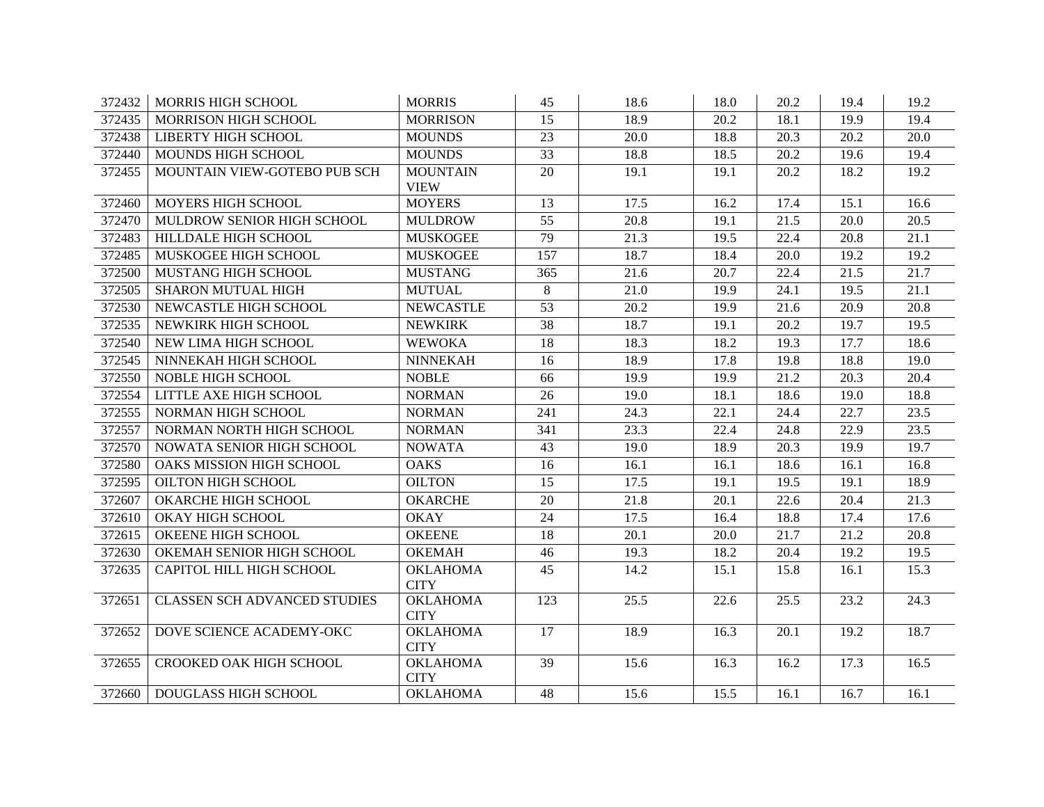| | | | | | | | | |
|---|---|---|---|---|---|---|---|---|
| 372432 | MORRIS HIGH SCHOOL | MORRIS | 45 | 18.6 | 18.0 | 20.2 | 19.4 | 19.2 |
| 372435 | MORRISON HIGH SCHOOL | MORRISON | 15 | 18.9 | 20.2 | 18.1 | 19.9 | 19.4 |
| 372438 | LIBERTY HIGH SCHOOL | MOUNDS | 23 | 20.0 | 18.8 | 20.3 | 20.2 | 20.0 |
| 372440 | MOUNDS HIGH SCHOOL | MOUNDS | 33 | 18.8 | 18.5 | 20.2 | 19.6 | 19.4 |
| 372455 | MOUNTAIN VIEW-GOTEBO PUB SCH | MOUNTAIN VIEW | 20 | 19.1 | 19.1 | 20.2 | 18.2 | 19.2 |
| 372460 | MOYERS HIGH SCHOOL | MOYERS | 13 | 17.5 | 16.2 | 17.4 | 15.1 | 16.6 |
| 372470 | MULDROW SENIOR HIGH SCHOOL | MULDROW | 55 | 20.8 | 19.1 | 21.5 | 20.0 | 20.5 |
| 372483 | HILLDALE HIGH SCHOOL | MUSKOGEE | 79 | 21.3 | 19.5 | 22.4 | 20.8 | 21.1 |
| 372485 | MUSKOGEE HIGH SCHOOL | MUSKOGEE | 157 | 18.7 | 18.4 | 20.0 | 19.2 | 19.2 |
| 372500 | MUSTANG HIGH SCHOOL | MUSTANG | 365 | 21.6 | 20.7 | 22.4 | 21.5 | 21.7 |
| 372505 | SHARON MUTUAL HIGH | MUTUAL | 8 | 21.0 | 19.9 | 24.1 | 19.5 | 21.1 |
| 372530 | NEWCASTLE HIGH SCHOOL | NEWCASTLE | 53 | 20.2 | 19.9 | 21.6 | 20.9 | 20.8 |
| 372535 | NEWKIRK HIGH SCHOOL | NEWKIRK | 38 | 18.7 | 19.1 | 20.2 | 19.7 | 19.5 |
| 372540 | NEW LIMA HIGH SCHOOL | WEWOKA | 18 | 18.3 | 18.2 | 19.3 | 17.7 | 18.6 |
| 372545 | NINNEKAH HIGH SCHOOL | NINNEKAH | 16 | 18.9 | 17.8 | 19.8 | 18.8 | 19.0 |
| 372550 | NOBLE HIGH SCHOOL | NOBLE | 66 | 19.9 | 19.9 | 21.2 | 20.3 | 20.4 |
| 372554 | LITTLE AXE HIGH SCHOOL | NORMAN | 26 | 19.0 | 18.1 | 18.6 | 19.0 | 18.8 |
| 372555 | NORMAN HIGH SCHOOL | NORMAN | 241 | 24.3 | 22.1 | 24.4 | 22.7 | 23.5 |
| 372557 | NORMAN NORTH HIGH SCHOOL | NORMAN | 341 | 23.3 | 22.4 | 24.8 | 22.9 | 23.5 |
| 372570 | NOWATA SENIOR HIGH SCHOOL | NOWATA | 43 | 19.0 | 18.9 | 20.3 | 19.9 | 19.7 |
| 372580 | OAKS MISSION HIGH SCHOOL | OAKS | 16 | 16.1 | 16.1 | 18.6 | 16.1 | 16.8 |
| 372595 | OILTON HIGH SCHOOL | OILTON | 15 | 17.5 | 19.1 | 19.5 | 19.1 | 18.9 |
| 372607 | OKARCHE HIGH SCHOOL | OKARCHE | 20 | 21.8 | 20.1 | 22.6 | 20.4 | 21.3 |
| 372610 | OKAY HIGH SCHOOL | OKAY | 24 | 17.5 | 16.4 | 18.8 | 17.4 | 17.6 |
| 372615 | OKEENE HIGH SCHOOL | OKEENE | 18 | 20.1 | 20.0 | 21.7 | 21.2 | 20.8 |
| 372630 | OKEMAH SENIOR HIGH SCHOOL | OKEMAH | 46 | 19.3 | 18.2 | 20.4 | 19.2 | 19.5 |
| 372635 | CAPITOL HILL HIGH SCHOOL | OKLAHOMA CITY | 45 | 14.2 | 15.1 | 15.8 | 16.1 | 15.3 |
| 372651 | CLASSEN SCH ADVANCED STUDIES | OKLAHOMA CITY | 123 | 25.5 | 22.6 | 25.5 | 23.2 | 24.3 |
| 372652 | DOVE SCIENCE ACADEMY-OKC | OKLAHOMA CITY | 17 | 18.9 | 16.3 | 20.1 | 19.2 | 18.7 |
| 372655 | CROOKED OAK HIGH SCHOOL | OKLAHOMA CITY | 39 | 15.6 | 16.3 | 16.2 | 17.3 | 16.5 |
| 372660 | DOUGLASS HIGH SCHOOL | OKLAHOMA | 48 | 15.6 | 15.5 | 16.1 | 16.7 | 16.1 |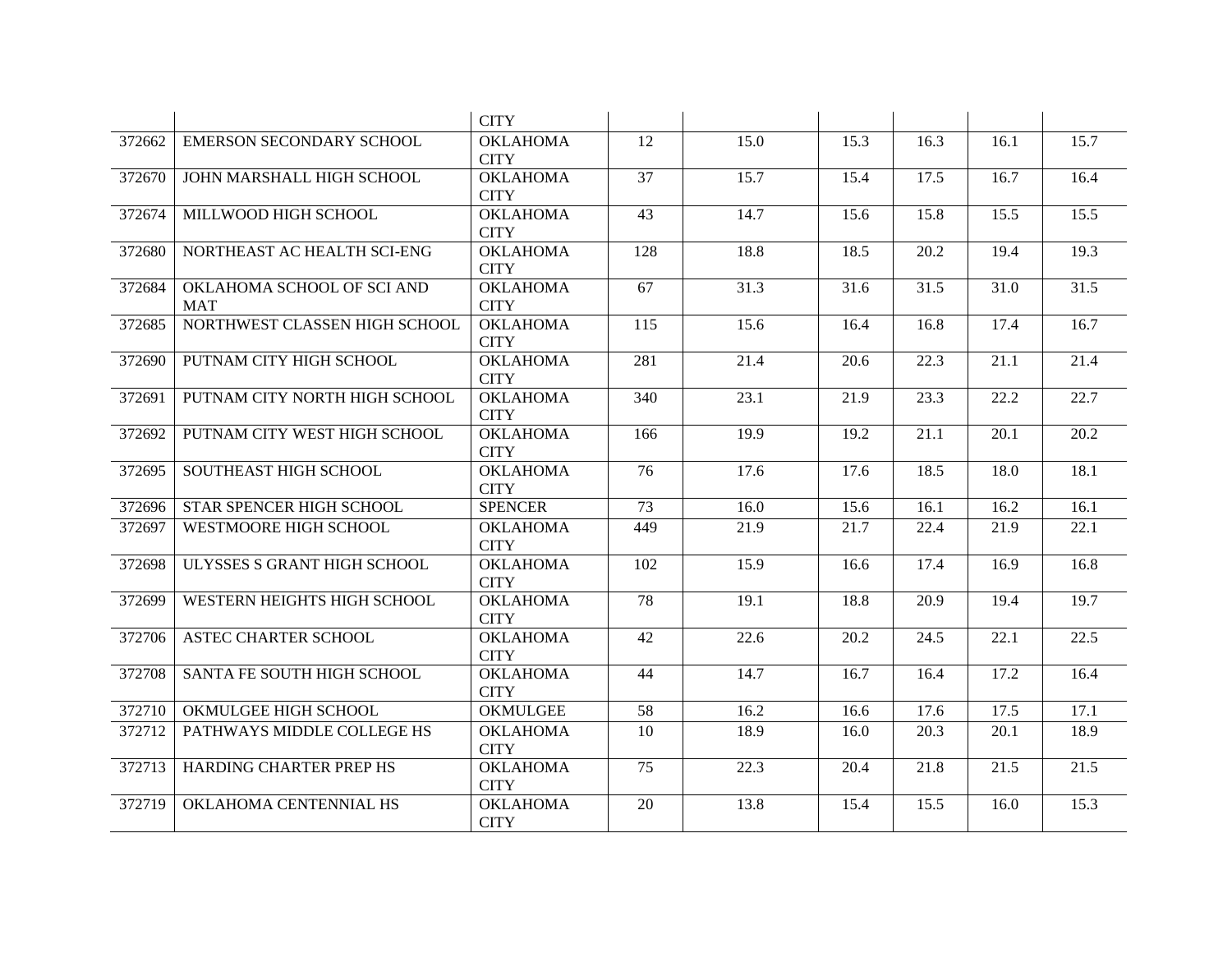| | | CITY | | | | | | |
|---|---|---|---|---|---|---|---|---|
| 372662 | EMERSON SECONDARY SCHOOL | OKLAHOMA CITY | 12 | 15.0 | 15.3 | 16.3 | 16.1 | 15.7 |
| 372670 | JOHN MARSHALL HIGH SCHOOL | OKLAHOMA CITY | 37 | 15.7 | 15.4 | 17.5 | 16.7 | 16.4 |
| 372674 | MILLWOOD HIGH SCHOOL | OKLAHOMA CITY | 43 | 14.7 | 15.6 | 15.8 | 15.5 | 15.5 |
| 372680 | NORTHEAST AC HEALTH SCI-ENG | OKLAHOMA CITY | 128 | 18.8 | 18.5 | 20.2 | 19.4 | 19.3 |
| 372684 | OKLAHOMA SCHOOL OF SCI AND MAT | OKLAHOMA CITY | 67 | 31.3 | 31.6 | 31.5 | 31.0 | 31.5 |
| 372685 | NORTHWEST CLASSEN HIGH SCHOOL | OKLAHOMA CITY | 115 | 15.6 | 16.4 | 16.8 | 17.4 | 16.7 |
| 372690 | PUTNAM CITY HIGH SCHOOL | OKLAHOMA CITY | 281 | 21.4 | 20.6 | 22.3 | 21.1 | 21.4 |
| 372691 | PUTNAM CITY NORTH HIGH SCHOOL | OKLAHOMA CITY | 340 | 23.1 | 21.9 | 23.3 | 22.2 | 22.7 |
| 372692 | PUTNAM CITY WEST HIGH SCHOOL | OKLAHOMA CITY | 166 | 19.9 | 19.2 | 21.1 | 20.1 | 20.2 |
| 372695 | SOUTHEAST HIGH SCHOOL | OKLAHOMA CITY | 76 | 17.6 | 17.6 | 18.5 | 18.0 | 18.1 |
| 372696 | STAR SPENCER HIGH SCHOOL | SPENCER | 73 | 16.0 | 15.6 | 16.1 | 16.2 | 16.1 |
| 372697 | WESTMOORE HIGH SCHOOL | OKLAHOMA CITY | 449 | 21.9 | 21.7 | 22.4 | 21.9 | 22.1 |
| 372698 | ULYSSES S GRANT HIGH SCHOOL | OKLAHOMA CITY | 102 | 15.9 | 16.6 | 17.4 | 16.9 | 16.8 |
| 372699 | WESTERN HEIGHTS HIGH SCHOOL | OKLAHOMA CITY | 78 | 19.1 | 18.8 | 20.9 | 19.4 | 19.7 |
| 372706 | ASTEC CHARTER SCHOOL | OKLAHOMA CITY | 42 | 22.6 | 20.2 | 24.5 | 22.1 | 22.5 |
| 372708 | SANTA FE SOUTH HIGH SCHOOL | OKLAHOMA CITY | 44 | 14.7 | 16.7 | 16.4 | 17.2 | 16.4 |
| 372710 | OKMULGEE HIGH SCHOOL | OKMULGEE | 58 | 16.2 | 16.6 | 17.6 | 17.5 | 17.1 |
| 372712 | PATHWAYS MIDDLE COLLEGE HS | OKLAHOMA CITY | 10 | 18.9 | 16.0 | 20.3 | 20.1 | 18.9 |
| 372713 | HARDING CHARTER PREP HS | OKLAHOMA CITY | 75 | 22.3 | 20.4 | 21.8 | 21.5 | 21.5 |
| 372719 | OKLAHOMA CENTENNIAL HS | OKLAHOMA CITY | 20 | 13.8 | 15.4 | 15.5 | 16.0 | 15.3 |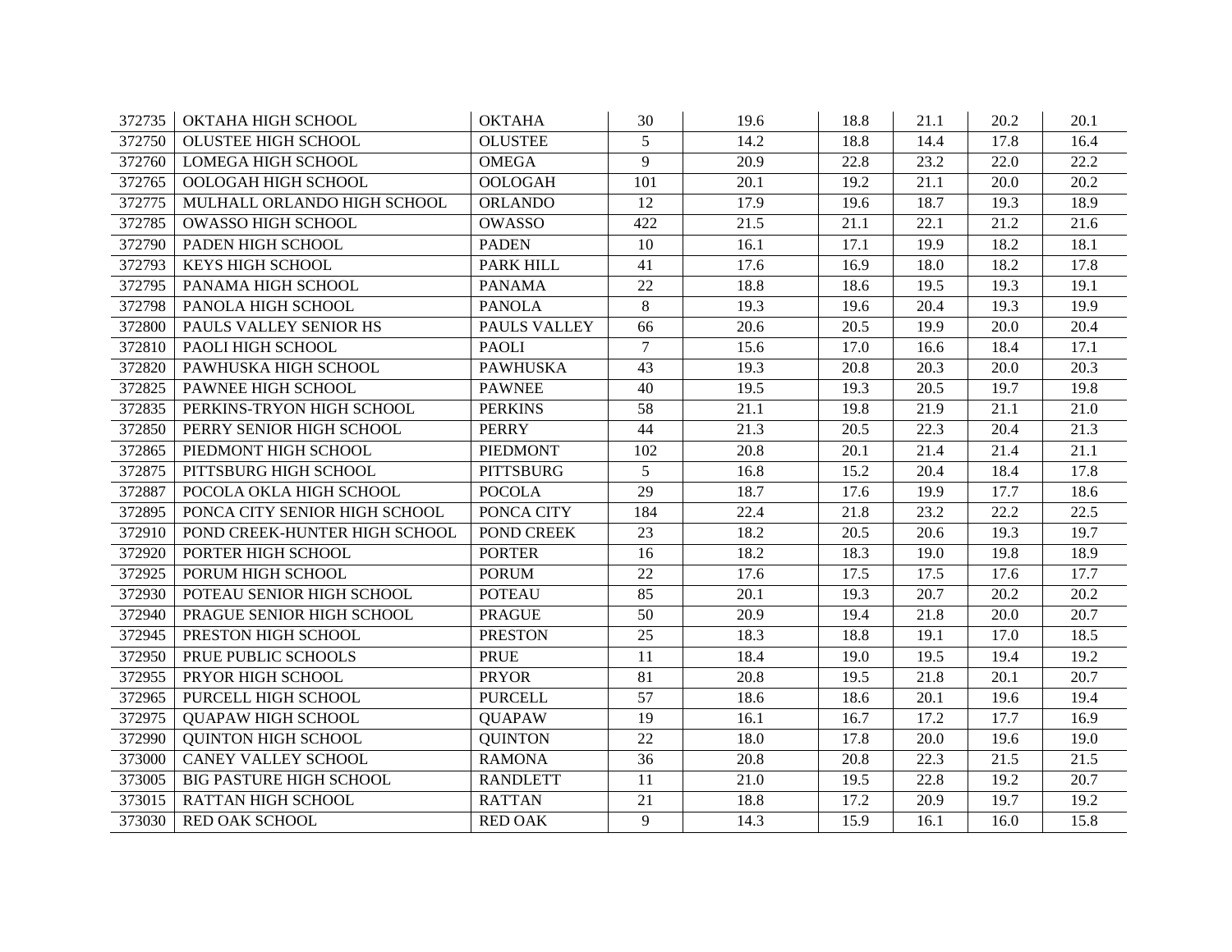| | | | | | | | | |
|---|---|---|---|---|---|---|---|---|
| 372735 | OKTAHA HIGH SCHOOL | OKTAHA | 30 | 19.6 | 18.8 | 21.1 | 20.2 | 20.1 |
| 372750 | OLUSTEE HIGH SCHOOL | OLUSTEE | 5 | 14.2 | 18.8 | 14.4 | 17.8 | 16.4 |
| 372760 | LOMEGA HIGH SCHOOL | OMEGA | 9 | 20.9 | 22.8 | 23.2 | 22.0 | 22.2 |
| 372765 | OOLOGAH HIGH SCHOOL | OOLOGAH | 101 | 20.1 | 19.2 | 21.1 | 20.0 | 20.2 |
| 372775 | MULHALL ORLANDO HIGH SCHOOL | ORLANDO | 12 | 17.9 | 19.6 | 18.7 | 19.3 | 18.9 |
| 372785 | OWASSO HIGH SCHOOL | OWASSO | 422 | 21.5 | 21.1 | 22.1 | 21.2 | 21.6 |
| 372790 | PADEN HIGH SCHOOL | PADEN | 10 | 16.1 | 17.1 | 19.9 | 18.2 | 18.1 |
| 372793 | KEYS HIGH SCHOOL | PARK HILL | 41 | 17.6 | 16.9 | 18.0 | 18.2 | 17.8 |
| 372795 | PANAMA HIGH SCHOOL | PANAMA | 22 | 18.8 | 18.6 | 19.5 | 19.3 | 19.1 |
| 372798 | PANOLA HIGH SCHOOL | PANOLA | 8 | 19.3 | 19.6 | 20.4 | 19.3 | 19.9 |
| 372800 | PAULS VALLEY SENIOR HS | PAULS VALLEY | 66 | 20.6 | 20.5 | 19.9 | 20.0 | 20.4 |
| 372810 | PAOLI HIGH SCHOOL | PAOLI | 7 | 15.6 | 17.0 | 16.6 | 18.4 | 17.1 |
| 372820 | PAWHUSKA HIGH SCHOOL | PAWHUSKA | 43 | 19.3 | 20.8 | 20.3 | 20.0 | 20.3 |
| 372825 | PAWNEE HIGH SCHOOL | PAWNEE | 40 | 19.5 | 19.3 | 20.5 | 19.7 | 19.8 |
| 372835 | PERKINS-TRYON HIGH SCHOOL | PERKINS | 58 | 21.1 | 19.8 | 21.9 | 21.1 | 21.0 |
| 372850 | PERRY SENIOR HIGH SCHOOL | PERRY | 44 | 21.3 | 20.5 | 22.3 | 20.4 | 21.3 |
| 372865 | PIEDMONT HIGH SCHOOL | PIEDMONT | 102 | 20.8 | 20.1 | 21.4 | 21.4 | 21.1 |
| 372875 | PITTSBURG HIGH SCHOOL | PITTSBURG | 5 | 16.8 | 15.2 | 20.4 | 18.4 | 17.8 |
| 372887 | POCOLA OKLA HIGH SCHOOL | POCOLA | 29 | 18.7 | 17.6 | 19.9 | 17.7 | 18.6 |
| 372895 | PONCA CITY SENIOR HIGH SCHOOL | PONCA CITY | 184 | 22.4 | 21.8 | 23.2 | 22.2 | 22.5 |
| 372910 | POND CREEK-HUNTER HIGH SCHOOL | POND CREEK | 23 | 18.2 | 20.5 | 20.6 | 19.3 | 19.7 |
| 372920 | PORTER HIGH SCHOOL | PORTER | 16 | 18.2 | 18.3 | 19.0 | 19.8 | 18.9 |
| 372925 | PORUM HIGH SCHOOL | PORUM | 22 | 17.6 | 17.5 | 17.5 | 17.6 | 17.7 |
| 372930 | POTEAU SENIOR HIGH SCHOOL | POTEAU | 85 | 20.1 | 19.3 | 20.7 | 20.2 | 20.2 |
| 372940 | PRAGUE SENIOR HIGH SCHOOL | PRAGUE | 50 | 20.9 | 19.4 | 21.8 | 20.0 | 20.7 |
| 372945 | PRESTON HIGH SCHOOL | PRESTON | 25 | 18.3 | 18.8 | 19.1 | 17.0 | 18.5 |
| 372950 | PRUE PUBLIC SCHOOLS | PRUE | 11 | 18.4 | 19.0 | 19.5 | 19.4 | 19.2 |
| 372955 | PRYOR HIGH SCHOOL | PRYOR | 81 | 20.8 | 19.5 | 21.8 | 20.1 | 20.7 |
| 372965 | PURCELL HIGH SCHOOL | PURCELL | 57 | 18.6 | 18.6 | 20.1 | 19.6 | 19.4 |
| 372975 | QUAPAW HIGH SCHOOL | QUAPAW | 19 | 16.1 | 16.7 | 17.2 | 17.7 | 16.9 |
| 372990 | QUINTON HIGH SCHOOL | QUINTON | 22 | 18.0 | 17.8 | 20.0 | 19.6 | 19.0 |
| 373000 | CANEY VALLEY SCHOOL | RAMONA | 36 | 20.8 | 20.8 | 22.3 | 21.5 | 21.5 |
| 373005 | BIG PASTURE HIGH SCHOOL | RANDLETT | 11 | 21.0 | 19.5 | 22.8 | 19.2 | 20.7 |
| 373015 | RATTAN HIGH SCHOOL | RATTAN | 21 | 18.8 | 17.2 | 20.9 | 19.7 | 19.2 |
| 373030 | RED OAK SCHOOL | RED OAK | 9 | 14.3 | 15.9 | 16.1 | 16.0 | 15.8 |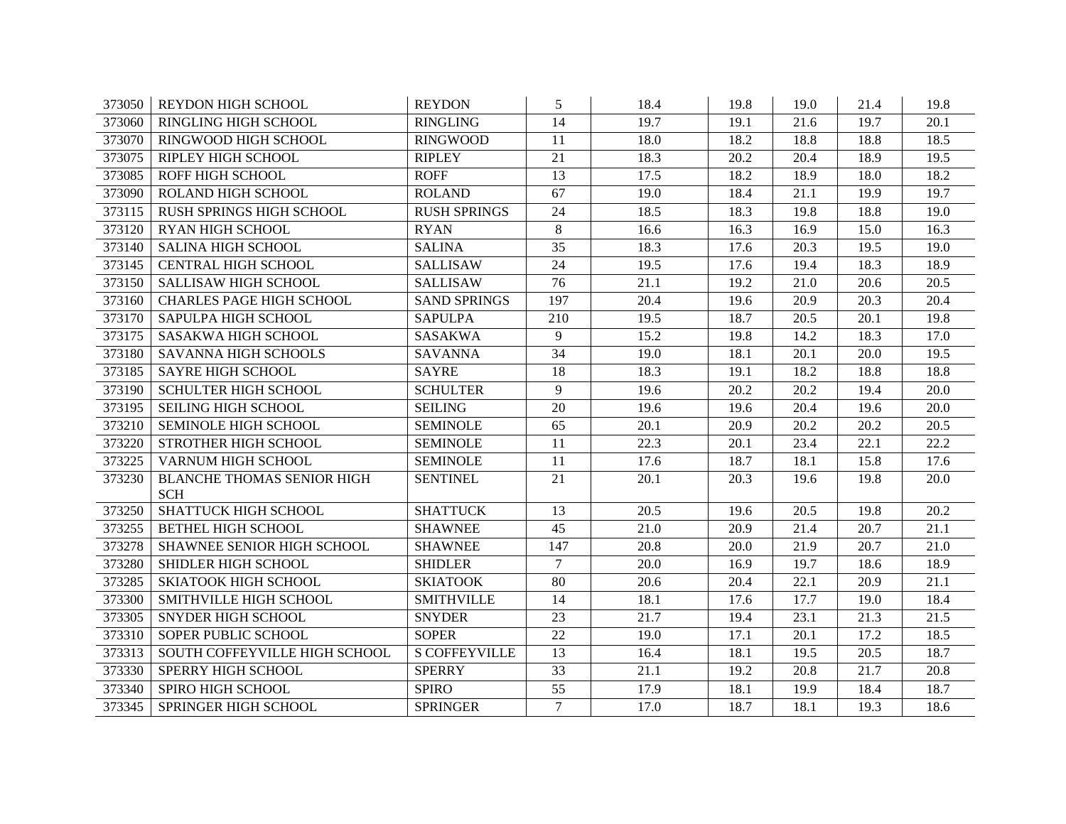| | | | | | | | | |
|---|---|---|---|---|---|---|---|---|
| 373050 | REYDON HIGH SCHOOL | REYDON | 5 | 18.4 | 19.8 | 19.0 | 21.4 | 19.8 |
| 373060 | RINGLING HIGH SCHOOL | RINGLING | 14 | 19.7 | 19.1 | 21.6 | 19.7 | 20.1 |
| 373070 | RINGWOOD HIGH SCHOOL | RINGWOOD | 11 | 18.0 | 18.2 | 18.8 | 18.8 | 18.5 |
| 373075 | RIPLEY HIGH SCHOOL | RIPLEY | 21 | 18.3 | 20.2 | 20.4 | 18.9 | 19.5 |
| 373085 | ROFF HIGH SCHOOL | ROFF | 13 | 17.5 | 18.2 | 18.9 | 18.0 | 18.2 |
| 373090 | ROLAND HIGH SCHOOL | ROLAND | 67 | 19.0 | 18.4 | 21.1 | 19.9 | 19.7 |
| 373115 | RUSH SPRINGS HIGH SCHOOL | RUSH SPRINGS | 24 | 18.5 | 18.3 | 19.8 | 18.8 | 19.0 |
| 373120 | RYAN HIGH SCHOOL | RYAN | 8 | 16.6 | 16.3 | 16.9 | 15.0 | 16.3 |
| 373140 | SALINA HIGH SCHOOL | SALINA | 35 | 18.3 | 17.6 | 20.3 | 19.5 | 19.0 |
| 373145 | CENTRAL HIGH SCHOOL | SALLISAW | 24 | 19.5 | 17.6 | 19.4 | 18.3 | 18.9 |
| 373150 | SALLISAW HIGH SCHOOL | SALLISAW | 76 | 21.1 | 19.2 | 21.0 | 20.6 | 20.5 |
| 373160 | CHARLES PAGE HIGH SCHOOL | SAND SPRINGS | 197 | 20.4 | 19.6 | 20.9 | 20.3 | 20.4 |
| 373170 | SAPULPA HIGH SCHOOL | SAPULPA | 210 | 19.5 | 18.7 | 20.5 | 20.1 | 19.8 |
| 373175 | SASAKWA HIGH SCHOOL | SASAKWA | 9 | 15.2 | 19.8 | 14.2 | 18.3 | 17.0 |
| 373180 | SAVANNA HIGH SCHOOLS | SAVANNA | 34 | 19.0 | 18.1 | 20.1 | 20.0 | 19.5 |
| 373185 | SAYRE HIGH SCHOOL | SAYRE | 18 | 18.3 | 19.1 | 18.2 | 18.8 | 18.8 |
| 373190 | SCHULTER HIGH SCHOOL | SCHULTER | 9 | 19.6 | 20.2 | 20.2 | 19.4 | 20.0 |
| 373195 | SEILING HIGH SCHOOL | SEILING | 20 | 19.6 | 19.6 | 20.4 | 19.6 | 20.0 |
| 373210 | SEMINOLE HIGH SCHOOL | SEMINOLE | 65 | 20.1 | 20.9 | 20.2 | 20.2 | 20.5 |
| 373220 | STROTHER HIGH SCHOOL | SEMINOLE | 11 | 22.3 | 20.1 | 23.4 | 22.1 | 22.2 |
| 373225 | VARNUM HIGH SCHOOL | SEMINOLE | 11 | 17.6 | 18.7 | 18.1 | 15.8 | 17.6 |
| 373230 | BLANCHE THOMAS SENIOR HIGH SCH | SENTINEL | 21 | 20.1 | 20.3 | 19.6 | 19.8 | 20.0 |
| 373250 | SHATTUCK HIGH SCHOOL | SHATTUCK | 13 | 20.5 | 19.6 | 20.5 | 19.8 | 20.2 |
| 373255 | BETHEL HIGH SCHOOL | SHAWNEE | 45 | 21.0 | 20.9 | 21.4 | 20.7 | 21.1 |
| 373278 | SHAWNEE SENIOR HIGH SCHOOL | SHAWNEE | 147 | 20.8 | 20.0 | 21.9 | 20.7 | 21.0 |
| 373280 | SHIDLER HIGH SCHOOL | SHIDLER | 7 | 20.0 | 16.9 | 19.7 | 18.6 | 18.9 |
| 373285 | SKIATOOK HIGH SCHOOL | SKIATOOK | 80 | 20.6 | 20.4 | 22.1 | 20.9 | 21.1 |
| 373300 | SMITHVILLE HIGH SCHOOL | SMITHVILLE | 14 | 18.1 | 17.6 | 17.7 | 19.0 | 18.4 |
| 373305 | SNYDER HIGH SCHOOL | SNYDER | 23 | 21.7 | 19.4 | 23.1 | 21.3 | 21.5 |
| 373310 | SOPER PUBLIC SCHOOL | SOPER | 22 | 19.0 | 17.1 | 20.1 | 17.2 | 18.5 |
| 373313 | SOUTH COFFEYVILLE HIGH SCHOOL | S COFFEYVILLE | 13 | 16.4 | 18.1 | 19.5 | 20.5 | 18.7 |
| 373330 | SPERRY HIGH SCHOOL | SPERRY | 33 | 21.1 | 19.2 | 20.8 | 21.7 | 20.8 |
| 373340 | SPIRO HIGH SCHOOL | SPIRO | 55 | 17.9 | 18.1 | 19.9 | 18.4 | 18.7 |
| 373345 | SPRINGER HIGH SCHOOL | SPRINGER | 7 | 17.0 | 18.7 | 18.1 | 19.3 | 18.6 |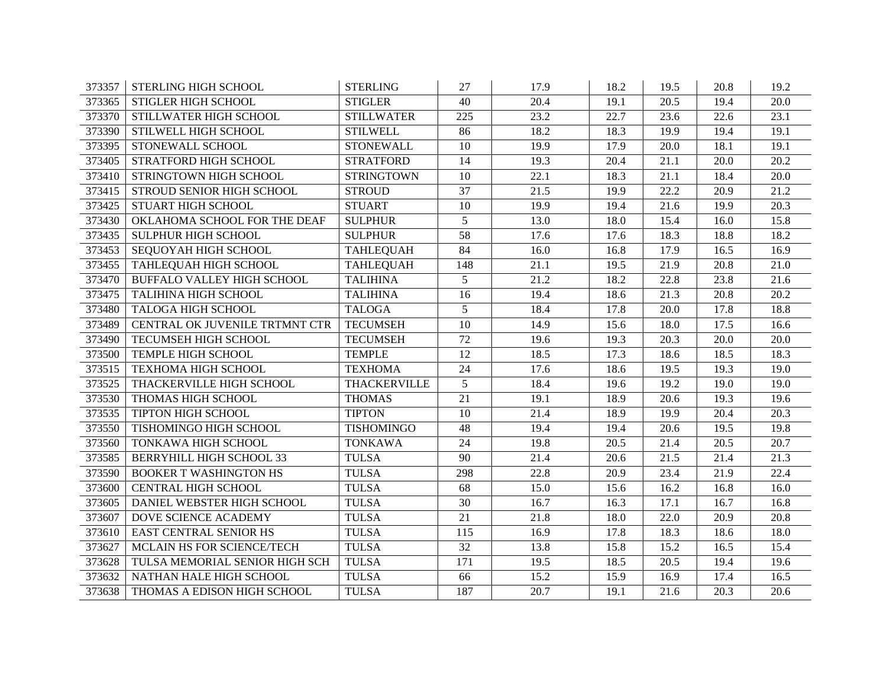| | | | | | | | | |
|---|---|---|---|---|---|---|---|---|
| 373357 | STERLING HIGH SCHOOL | STERLING | 27 | 17.9 | 18.2 | 19.5 | 20.8 | 19.2 |
| 373365 | STIGLER HIGH SCHOOL | STIGLER | 40 | 20.4 | 19.1 | 20.5 | 19.4 | 20.0 |
| 373370 | STILLWATER HIGH SCHOOL | STILLWATER | 225 | 23.2 | 22.7 | 23.6 | 22.6 | 23.1 |
| 373390 | STILWELL HIGH SCHOOL | STILWELL | 86 | 18.2 | 18.3 | 19.9 | 19.4 | 19.1 |
| 373395 | STONEWALL SCHOOL | STONEWALL | 10 | 19.9 | 17.9 | 20.0 | 18.1 | 19.1 |
| 373405 | STRATFORD HIGH SCHOOL | STRATFORD | 14 | 19.3 | 20.4 | 21.1 | 20.0 | 20.2 |
| 373410 | STRINGTOWN HIGH SCHOOL | STRINGTOWN | 10 | 22.1 | 18.3 | 21.1 | 18.4 | 20.0 |
| 373415 | STROUD SENIOR HIGH SCHOOL | STROUD | 37 | 21.5 | 19.9 | 22.2 | 20.9 | 21.2 |
| 373425 | STUART HIGH SCHOOL | STUART | 10 | 19.9 | 19.4 | 21.6 | 19.9 | 20.3 |
| 373430 | OKLAHOMA SCHOOL FOR THE DEAF | SULPHUR | 5 | 13.0 | 18.0 | 15.4 | 16.0 | 15.8 |
| 373435 | SULPHUR HIGH SCHOOL | SULPHUR | 58 | 17.6 | 17.6 | 18.3 | 18.8 | 18.2 |
| 373453 | SEQUOYAH HIGH SCHOOL | TAHLEQUAH | 84 | 16.0 | 16.8 | 17.9 | 16.5 | 16.9 |
| 373455 | TAHLEQUAH HIGH SCHOOL | TAHLEQUAH | 148 | 21.1 | 19.5 | 21.9 | 20.8 | 21.0 |
| 373470 | BUFFALO VALLEY HIGH SCHOOL | TALIHINA | 5 | 21.2 | 18.2 | 22.8 | 23.8 | 21.6 |
| 373475 | TALIHINA HIGH SCHOOL | TALIHINA | 16 | 19.4 | 18.6 | 21.3 | 20.8 | 20.2 |
| 373480 | TALOGA HIGH SCHOOL | TALOGA | 5 | 18.4 | 17.8 | 20.0 | 17.8 | 18.8 |
| 373489 | CENTRAL OK JUVENILE TRTMNT CTR | TECUMSEH | 10 | 14.9 | 15.6 | 18.0 | 17.5 | 16.6 |
| 373490 | TECUMSEH HIGH SCHOOL | TECUMSEH | 72 | 19.6 | 19.3 | 20.3 | 20.0 | 20.0 |
| 373500 | TEMPLE HIGH SCHOOL | TEMPLE | 12 | 18.5 | 17.3 | 18.6 | 18.5 | 18.3 |
| 373515 | TEXHOMA HIGH SCHOOL | TEXHOMA | 24 | 17.6 | 18.6 | 19.5 | 19.3 | 19.0 |
| 373525 | THACKERVILLE HIGH SCHOOL | THACKERVILLE | 5 | 18.4 | 19.6 | 19.2 | 19.0 | 19.0 |
| 373530 | THOMAS HIGH SCHOOL | THOMAS | 21 | 19.1 | 18.9 | 20.6 | 19.3 | 19.6 |
| 373535 | TIPTON HIGH SCHOOL | TIPTON | 10 | 21.4 | 18.9 | 19.9 | 20.4 | 20.3 |
| 373550 | TISHOMINGO HIGH SCHOOL | TISHOMINGO | 48 | 19.4 | 19.4 | 20.6 | 19.5 | 19.8 |
| 373560 | TONKAWA HIGH SCHOOL | TONKAWA | 24 | 19.8 | 20.5 | 21.4 | 20.5 | 20.7 |
| 373585 | BERRYHILL HIGH SCHOOL 33 | TULSA | 90 | 21.4 | 20.6 | 21.5 | 21.4 | 21.3 |
| 373590 | BOOKER T WASHINGTON HS | TULSA | 298 | 22.8 | 20.9 | 23.4 | 21.9 | 22.4 |
| 373600 | CENTRAL HIGH SCHOOL | TULSA | 68 | 15.0 | 15.6 | 16.2 | 16.8 | 16.0 |
| 373605 | DANIEL WEBSTER HIGH SCHOOL | TULSA | 30 | 16.7 | 16.3 | 17.1 | 16.7 | 16.8 |
| 373607 | DOVE SCIENCE ACADEMY | TULSA | 21 | 21.8 | 18.0 | 22.0 | 20.9 | 20.8 |
| 373610 | EAST CENTRAL SENIOR HS | TULSA | 115 | 16.9 | 17.8 | 18.3 | 18.6 | 18.0 |
| 373627 | MCLAIN HS FOR SCIENCE/TECH | TULSA | 32 | 13.8 | 15.8 | 15.2 | 16.5 | 15.4 |
| 373628 | TULSA MEMORIAL SENIOR HIGH SCH | TULSA | 171 | 19.5 | 18.5 | 20.5 | 19.4 | 19.6 |
| 373632 | NATHAN HALE HIGH SCHOOL | TULSA | 66 | 15.2 | 15.9 | 16.9 | 17.4 | 16.5 |
| 373638 | THOMAS A EDISON HIGH SCHOOL | TULSA | 187 | 20.7 | 19.1 | 21.6 | 20.3 | 20.6 |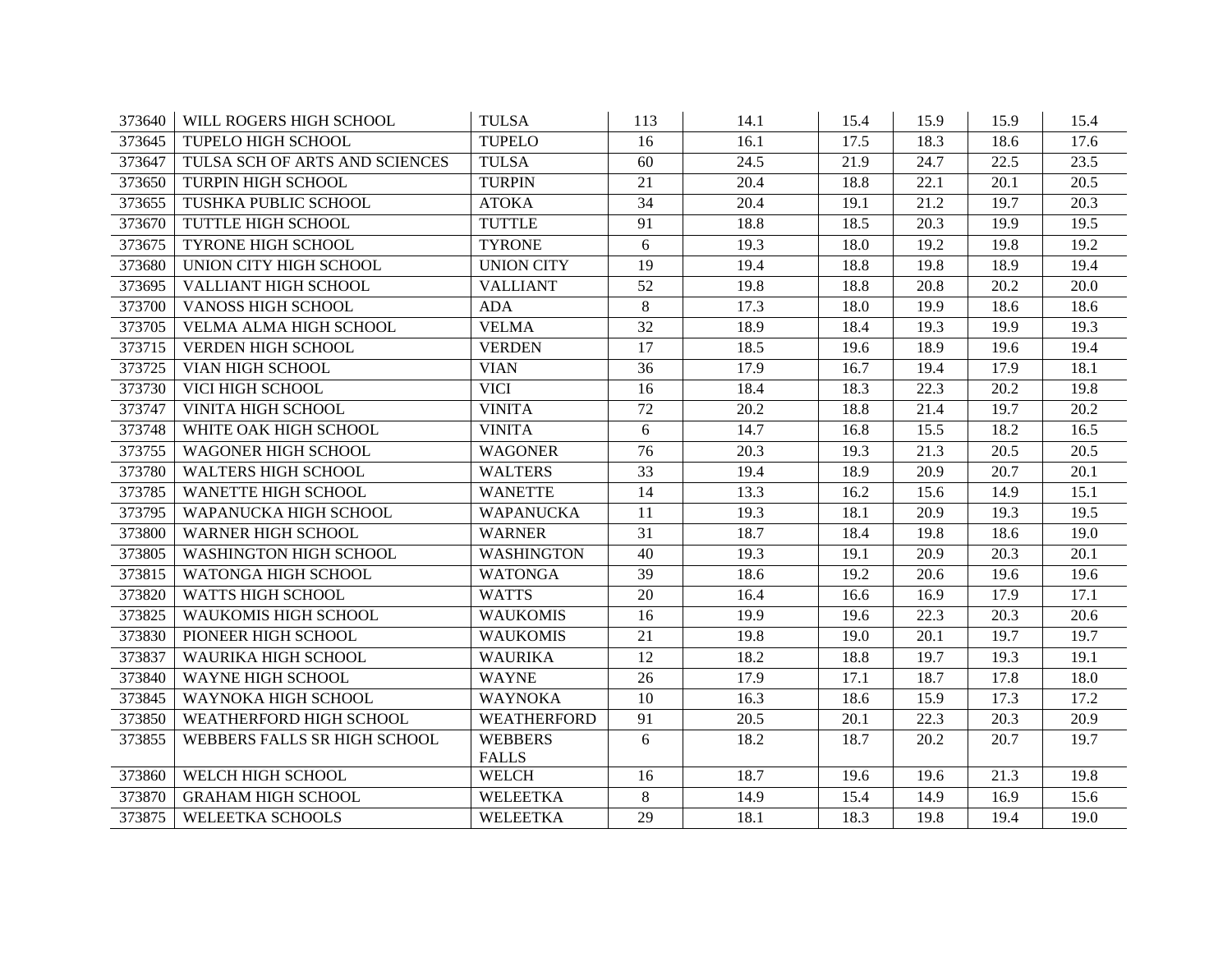| | | | | | | | | |
|---|---|---|---|---|---|---|---|---|
| 373640 | WILL ROGERS HIGH SCHOOL | TULSA | 113 | 14.1 | 15.4 | 15.9 | 15.9 | 15.4 |
| 373645 | TUPELO HIGH SCHOOL | TUPELO | 16 | 16.1 | 17.5 | 18.3 | 18.6 | 17.6 |
| 373647 | TULSA SCH OF ARTS AND SCIENCES | TULSA | 60 | 24.5 | 21.9 | 24.7 | 22.5 | 23.5 |
| 373650 | TURPIN HIGH SCHOOL | TURPIN | 21 | 20.4 | 18.8 | 22.1 | 20.1 | 20.5 |
| 373655 | TUSHKA PUBLIC SCHOOL | ATOKA | 34 | 20.4 | 19.1 | 21.2 | 19.7 | 20.3 |
| 373670 | TUTTLE HIGH SCHOOL | TUTTLE | 91 | 18.8 | 18.5 | 20.3 | 19.9 | 19.5 |
| 373675 | TYRONE HIGH SCHOOL | TYRONE | 6 | 19.3 | 18.0 | 19.2 | 19.8 | 19.2 |
| 373680 | UNION CITY HIGH SCHOOL | UNION CITY | 19 | 19.4 | 18.8 | 19.8 | 18.9 | 19.4 |
| 373695 | VALLIANT HIGH SCHOOL | VALLIANT | 52 | 19.8 | 18.8 | 20.8 | 20.2 | 20.0 |
| 373700 | VANOSS HIGH SCHOOL | ADA | 8 | 17.3 | 18.0 | 19.9 | 18.6 | 18.6 |
| 373705 | VELMA ALMA HIGH SCHOOL | VELMA | 32 | 18.9 | 18.4 | 19.3 | 19.9 | 19.3 |
| 373715 | VERDEN HIGH SCHOOL | VERDEN | 17 | 18.5 | 19.6 | 18.9 | 19.6 | 19.4 |
| 373725 | VIAN HIGH SCHOOL | VIAN | 36 | 17.9 | 16.7 | 19.4 | 17.9 | 18.1 |
| 373730 | VICI HIGH SCHOOL | VICI | 16 | 18.4 | 18.3 | 22.3 | 20.2 | 19.8 |
| 373747 | VINITA HIGH SCHOOL | VINITA | 72 | 20.2 | 18.8 | 21.4 | 19.7 | 20.2 |
| 373748 | WHITE OAK HIGH SCHOOL | VINITA | 6 | 14.7 | 16.8 | 15.5 | 18.2 | 16.5 |
| 373755 | WAGONER HIGH SCHOOL | WAGONER | 76 | 20.3 | 19.3 | 21.3 | 20.5 | 20.5 |
| 373780 | WALTERS HIGH SCHOOL | WALTERS | 33 | 19.4 | 18.9 | 20.9 | 20.7 | 20.1 |
| 373785 | WANETTE HIGH SCHOOL | WANETTE | 14 | 13.3 | 16.2 | 15.6 | 14.9 | 15.1 |
| 373795 | WAPANUCKA HIGH SCHOOL | WAPANUCKA | 11 | 19.3 | 18.1 | 20.9 | 19.3 | 19.5 |
| 373800 | WARNER HIGH SCHOOL | WARNER | 31 | 18.7 | 18.4 | 19.8 | 18.6 | 19.0 |
| 373805 | WASHINGTON HIGH SCHOOL | WASHINGTON | 40 | 19.3 | 19.1 | 20.9 | 20.3 | 20.1 |
| 373815 | WATONGA HIGH SCHOOL | WATONGA | 39 | 18.6 | 19.2 | 20.6 | 19.6 | 19.6 |
| 373820 | WATTS HIGH SCHOOL | WATTS | 20 | 16.4 | 16.6 | 16.9 | 17.9 | 17.1 |
| 373825 | WAUKOMIS HIGH SCHOOL | WAUKOMIS | 16 | 19.9 | 19.6 | 22.3 | 20.3 | 20.6 |
| 373830 | PIONEER HIGH SCHOOL | WAUKOMIS | 21 | 19.8 | 19.0 | 20.1 | 19.7 | 19.7 |
| 373837 | WAURIKA HIGH SCHOOL | WAURIKA | 12 | 18.2 | 18.8 | 19.7 | 19.3 | 19.1 |
| 373840 | WAYNE HIGH SCHOOL | WAYNE | 26 | 17.9 | 17.1 | 18.7 | 17.8 | 18.0 |
| 373845 | WAYNOKA HIGH SCHOOL | WAYNOKA | 10 | 16.3 | 18.6 | 15.9 | 17.3 | 17.2 |
| 373850 | WEATHERFORD HIGH SCHOOL | WEATHERFORD | 91 | 20.5 | 20.1 | 22.3 | 20.3 | 20.9 |
| 373855 | WEBBERS FALLS SR HIGH SCHOOL | WEBBERS FALLS | 6 | 18.2 | 18.7 | 20.2 | 20.7 | 19.7 |
| 373860 | WELCH HIGH SCHOOL | WELCH | 16 | 18.7 | 19.6 | 19.6 | 21.3 | 19.8 |
| 373870 | GRAHAM HIGH SCHOOL | WELEETKA | 8 | 14.9 | 15.4 | 14.9 | 16.9 | 15.6 |
| 373875 | WELEETKA SCHOOLS | WELEETKA | 29 | 18.1 | 18.3 | 19.8 | 19.4 | 19.0 |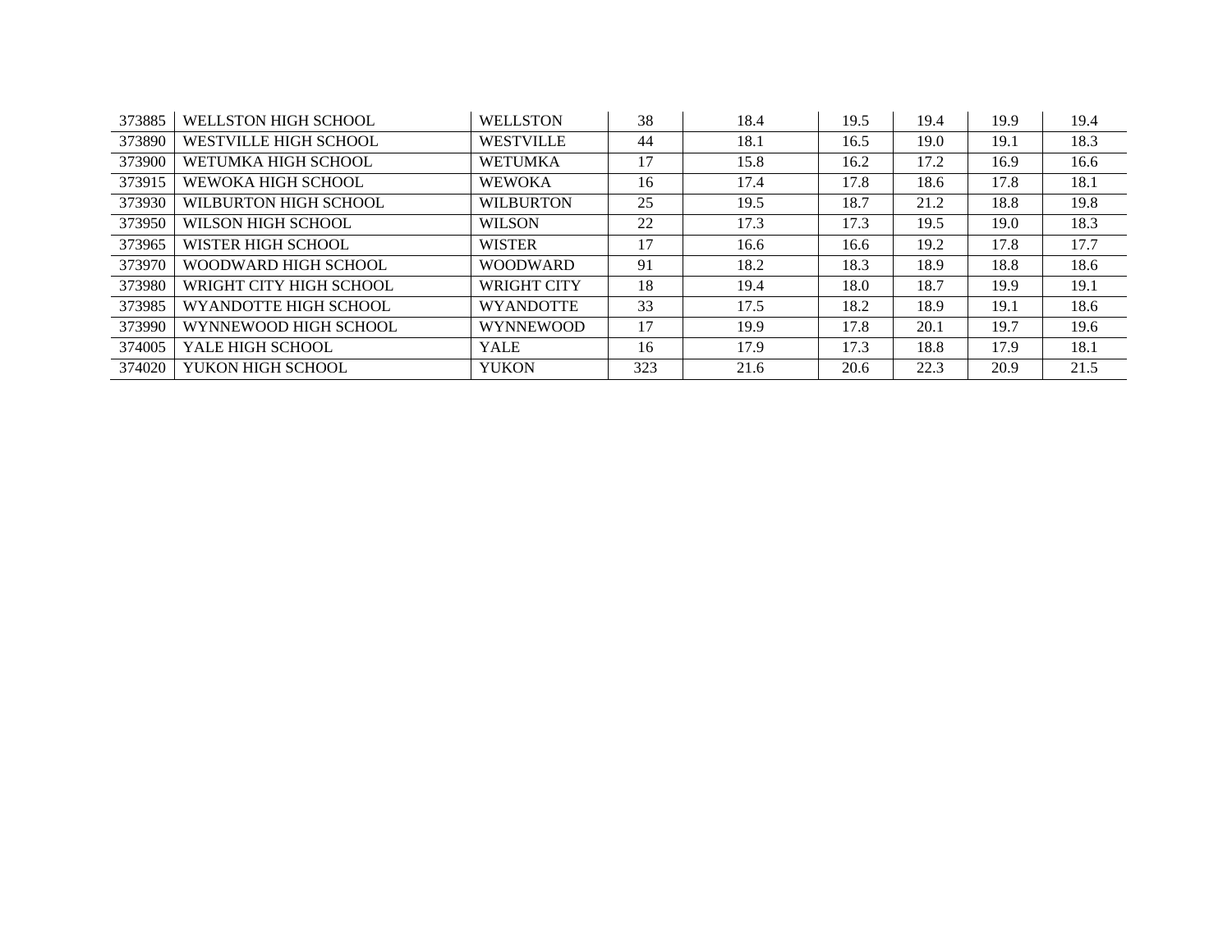| | | | | | | | | |
|---|---|---|---|---|---|---|---|---|
| 373885 | WELLSTON HIGH SCHOOL | WELLSTON | 38 | 18.4 | 19.5 | 19.4 | 19.9 | 19.4 |
| 373890 | WESTVILLE HIGH SCHOOL | WESTVILLE | 44 | 18.1 | 16.5 | 19.0 | 19.1 | 18.3 |
| 373900 | WETUMKA HIGH SCHOOL | WETUMKA | 17 | 15.8 | 16.2 | 17.2 | 16.9 | 16.6 |
| 373915 | WEWOKA HIGH SCHOOL | WEWOKA | 16 | 17.4 | 17.8 | 18.6 | 17.8 | 18.1 |
| 373930 | WILBURTON HIGH SCHOOL | WILBURTON | 25 | 19.5 | 18.7 | 21.2 | 18.8 | 19.8 |
| 373950 | WILSON HIGH SCHOOL | WILSON | 22 | 17.3 | 17.3 | 19.5 | 19.0 | 18.3 |
| 373965 | WISTER HIGH SCHOOL | WISTER | 17 | 16.6 | 16.6 | 19.2 | 17.8 | 17.7 |
| 373970 | WOODWARD HIGH SCHOOL | WOODWARD | 91 | 18.2 | 18.3 | 18.9 | 18.8 | 18.6 |
| 373980 | WRIGHT CITY HIGH SCHOOL | WRIGHT CITY | 18 | 19.4 | 18.0 | 18.7 | 19.9 | 19.1 |
| 373985 | WYANDOTTE HIGH SCHOOL | WYANDOTTE | 33 | 17.5 | 18.2 | 18.9 | 19.1 | 18.6 |
| 373990 | WYNNEWOOD HIGH SCHOOL | WYNNEWOOD | 17 | 19.9 | 17.8 | 20.1 | 19.7 | 19.6 |
| 374005 | YALE HIGH SCHOOL | YALE | 16 | 17.9 | 17.3 | 18.8 | 17.9 | 18.1 |
| 374020 | YUKON HIGH SCHOOL | YUKON | 323 | 21.6 | 20.6 | 22.3 | 20.9 | 21.5 |